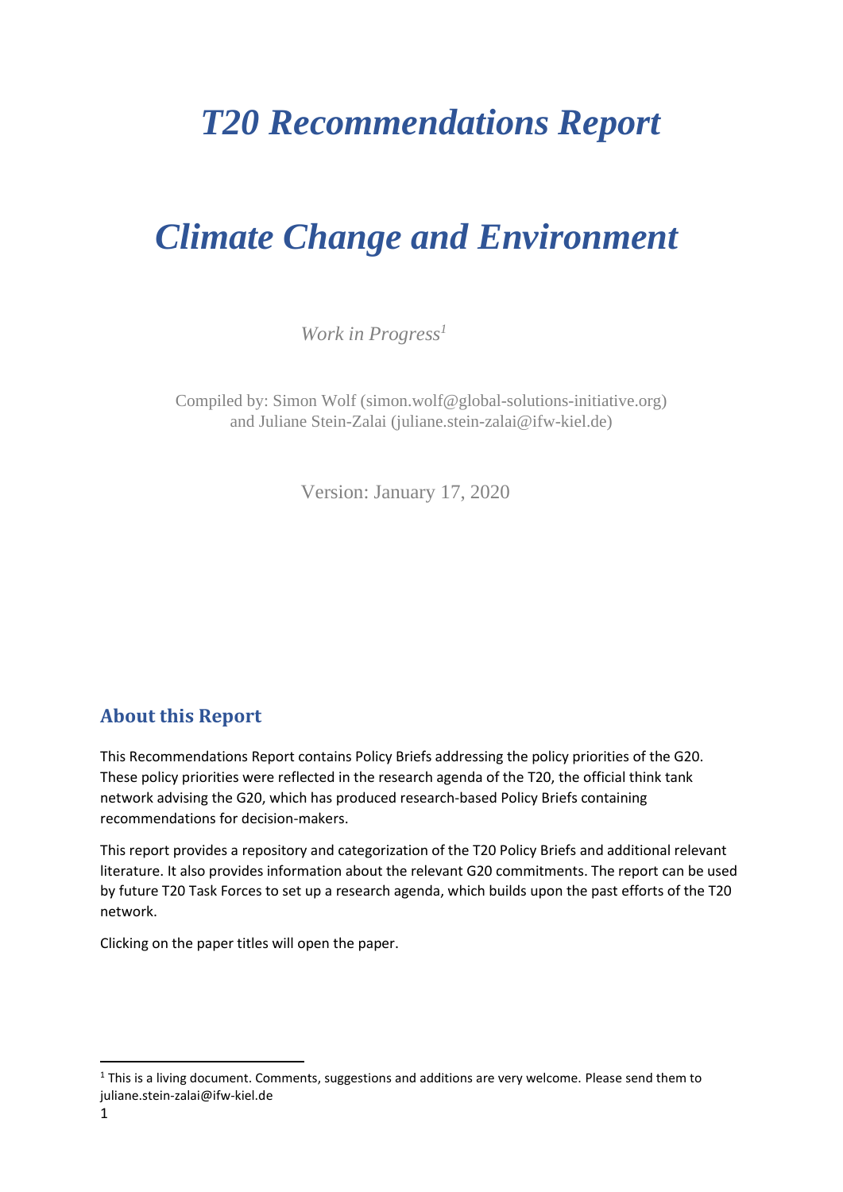# *T20 Recommendations Report*

# *Climate Change and Environment*

*Work in Progress*[1]

Compiled by: Simon Wolf (simon.wolf@global-solutions-initiative.org) and Juliane Stein-Zalai (juliane.stein-zalai@ifw-kiel.de)

Version: January 17, 2020

## About this Report

This Recommendations Report contains Policy Briefs addressing the policy priorities of the G20. These policy priorities were reflected in the research agenda of the T20, the official think tank network advising the G20, which has produced research-based Policy Briefs containing recommendations for decision-makers.

This report provides a repository and categorization of the T20 Policy Briefs and additional relevant literature. It also provides information about the relevant G20 commitments. The report can be used by future T20 Task Forces to set up a research agenda, which builds upon the past efforts of the T20 network.

Clicking on the paper titles will open the paper.

[1] This is a living document. Comments, suggestions and additions are very welcome. Please send them to juliane.stein-zalai@ifw-kiel.de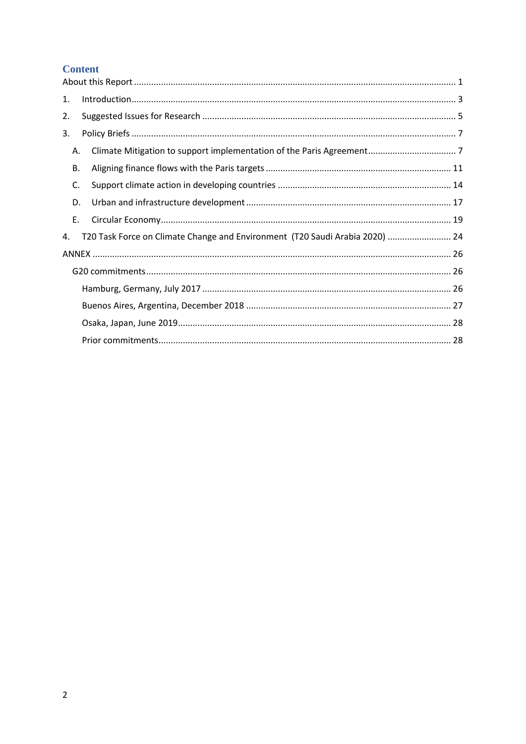## Content

About this Report ........................................................................................................................... 1

1. Introduction ............................................................................................................................. 3
2. Suggested Issues for Research ............................................................................................... 5
3. Policy Briefs ............................................................................................................................ 7
   - A. Climate Mitigation to support implementation of the Paris Agreement .................................... 7
   - B. Aligning finance flows with the Paris targets .......................................................................... 11
   - C. Support climate action in developing countries ...................................................................... 14
   - D. Urban and infrastructure development .................................................................................. 17
   - E. Circular Economy ..................................................................................................................... 19
4. T20 Task Force on Climate Change and Environment (T20 Saudi Arabia 2020) .......................... 24

ANNEX ............................................................................................................................................. 26

- G20 commitments ........................................................................................................................ 26
  - Hamburg, Germany, July 2017 ................................................................................................. 26
  - Buenos Aires, Argentina, December 2018 ................................................................................ 27
  - Osaka, Japan, June 2019 ........................................................................................................... 28
  - Prior commitments .................................................................................................................... 28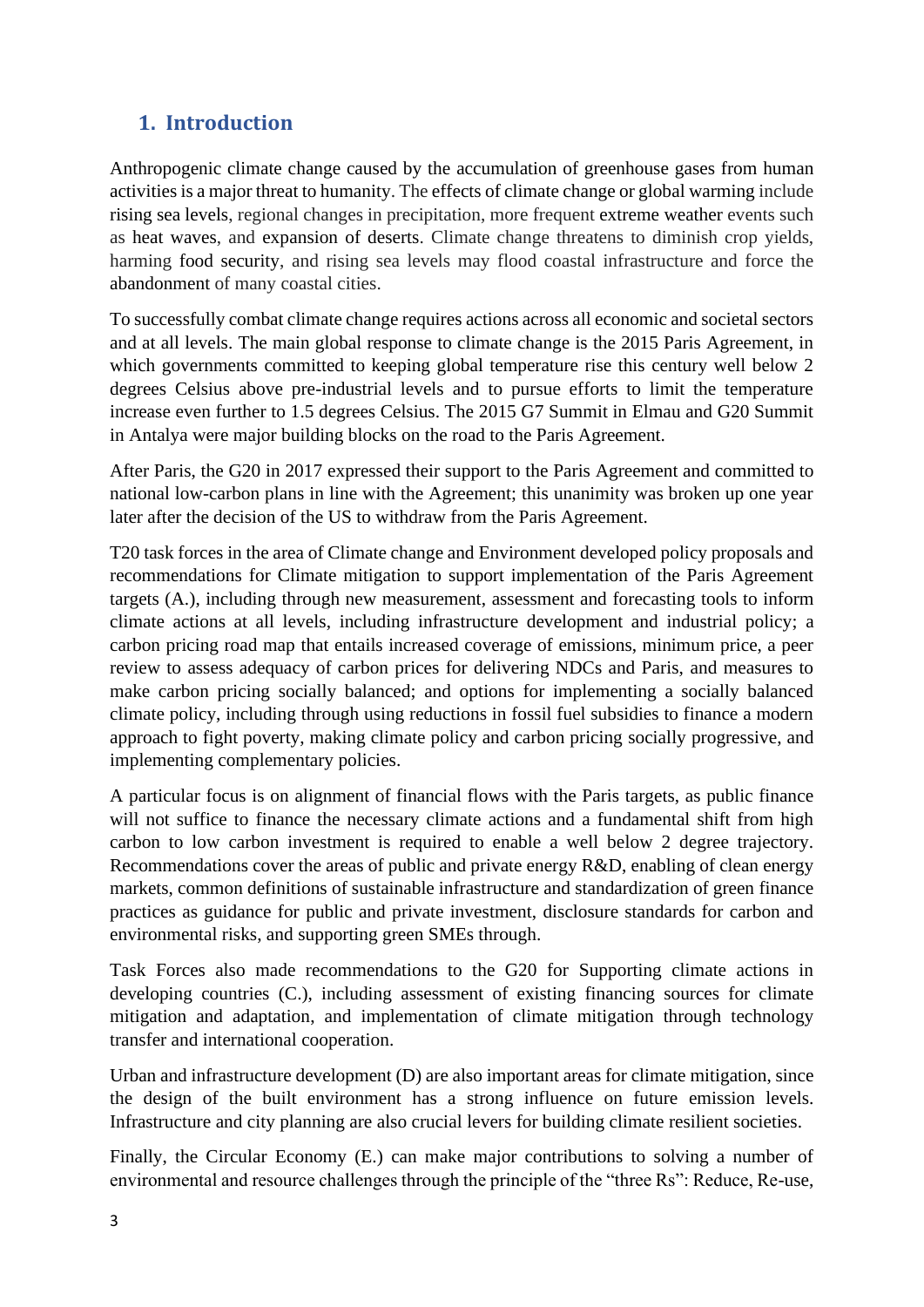## 1. Introduction

Anthropogenic climate change caused by the accumulation of greenhouse gases from human activities is a major threat to humanity. The effects of climate change or global warming include rising sea levels, regional changes in precipitation, more frequent extreme weather events such as heat waves, and expansion of deserts. Climate change threatens to diminish crop yields, harming food security, and rising sea levels may flood coastal infrastructure and force the abandonment of many coastal cities.

To successfully combat climate change requires actions across all economic and societal sectors and at all levels. The main global response to climate change is the 2015 Paris Agreement, in which governments committed to keeping global temperature rise this century well below 2 degrees Celsius above pre-industrial levels and to pursue efforts to limit the temperature increase even further to 1.5 degrees Celsius. The 2015 G7 Summit in Elmau and G20 Summit in Antalya were major building blocks on the road to the Paris Agreement.

After Paris, the G20 in 2017 expressed their support to the Paris Agreement and committed to national low-carbon plans in line with the Agreement; this unanimity was broken up one year later after the decision of the US to withdraw from the Paris Agreement.

T20 task forces in the area of Climate change and Environment developed policy proposals and recommendations for Climate mitigation to support implementation of the Paris Agreement targets (A.), including through new measurement, assessment and forecasting tools to inform climate actions at all levels, including infrastructure development and industrial policy; a carbon pricing road map that entails increased coverage of emissions, minimum price, a peer review to assess adequacy of carbon prices for delivering NDCs and Paris, and measures to make carbon pricing socially balanced; and options for implementing a socially balanced climate policy, including through using reductions in fossil fuel subsidies to finance a modern approach to fight poverty, making climate policy and carbon pricing socially progressive, and implementing complementary policies.

A particular focus is on alignment of financial flows with the Paris targets, as public finance will not suffice to finance the necessary climate actions and a fundamental shift from high carbon to low carbon investment is required to enable a well below 2 degree trajectory. Recommendations cover the areas of public and private energy R&D, enabling of clean energy markets, common definitions of sustainable infrastructure and standardization of green finance practices as guidance for public and private investment, disclosure standards for carbon and environmental risks, and supporting green SMEs through.

Task Forces also made recommendations to the G20 for Supporting climate actions in developing countries (C.), including assessment of existing financing sources for climate mitigation and adaptation, and implementation of climate mitigation through technology transfer and international cooperation.

Urban and infrastructure development (D) are also important areas for climate mitigation, since the design of the built environment has a strong influence on future emission levels. Infrastructure and city planning are also crucial levers for building climate resilient societies.

Finally, the Circular Economy (E.) can make major contributions to solving a number of environmental and resource challenges through the principle of the “three Rs”: Reduce, Re-use,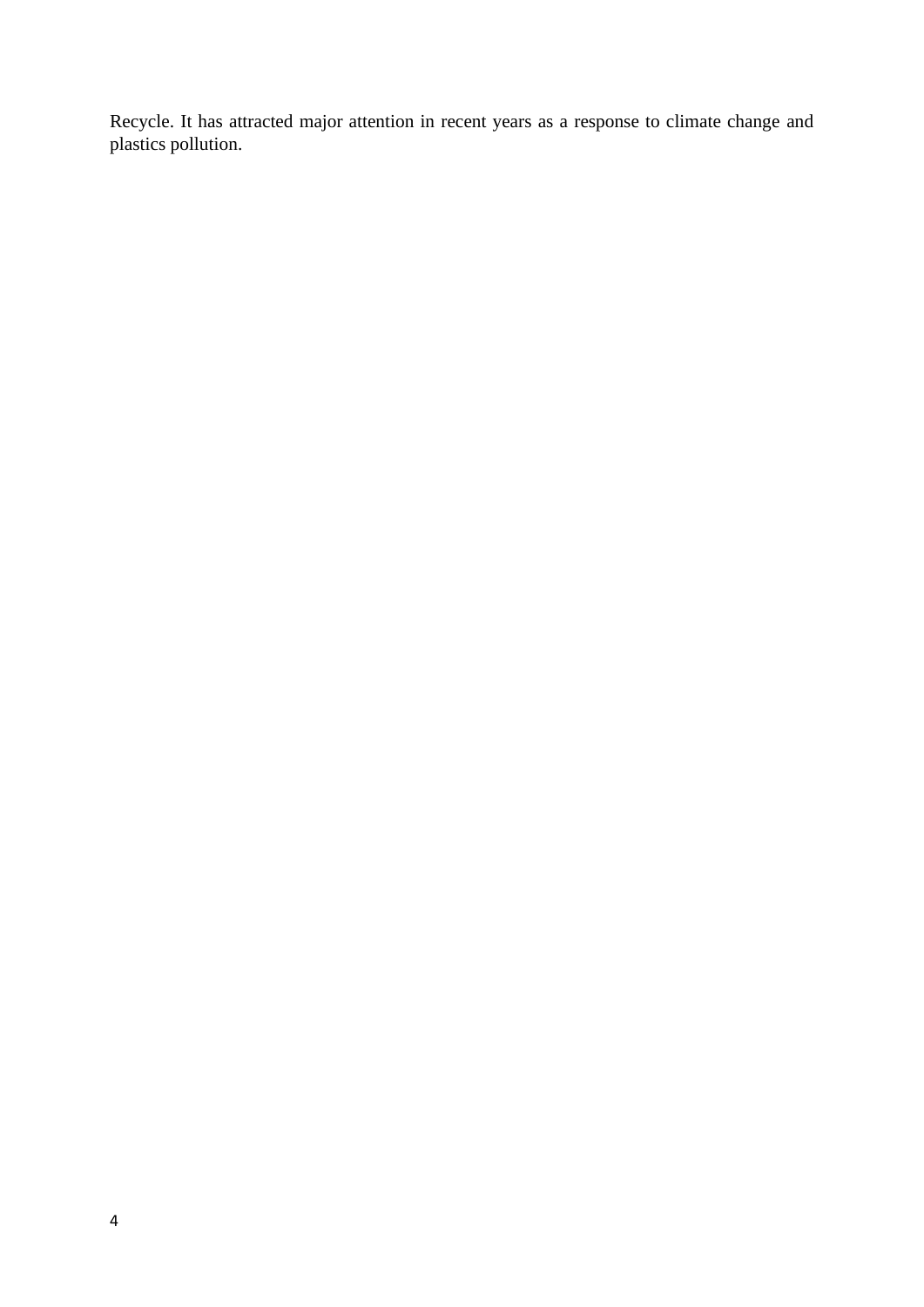Recycle. It has attracted major attention in recent years as a response to climate change and plastics pollution.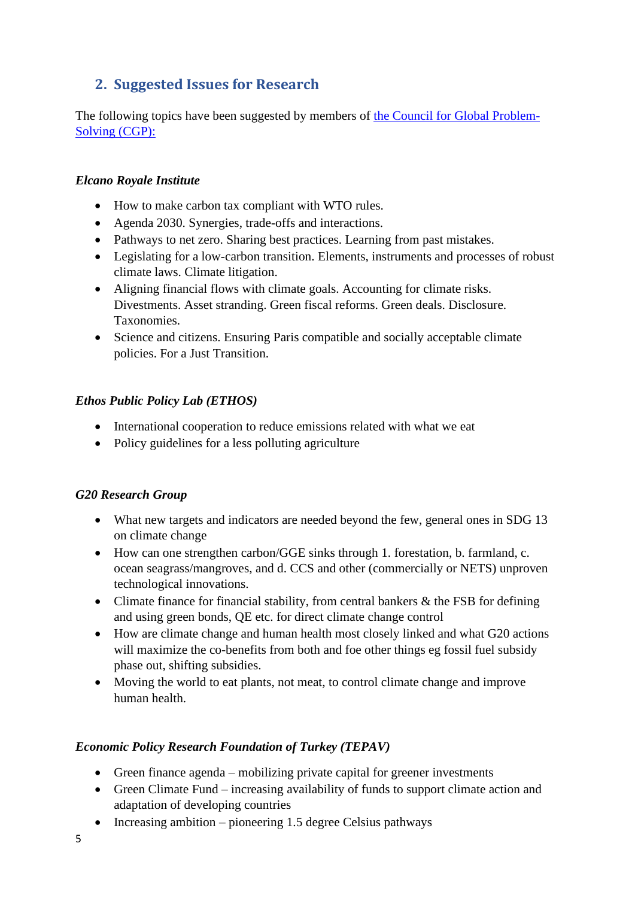## 2. Suggested Issues for Research

The following topics have been suggested by members of [the Council for Global Problem-Solving (CGP):]()

*Elcano Royale Institute*

- How to make carbon tax compliant with WTO rules.
- Agenda 2030. Synergies, trade-offs and interactions.
- Pathways to net zero. Sharing best practices. Learning from past mistakes.
- Legislating for a low-carbon transition. Elements, instruments and processes of robust climate laws. Climate litigation.
- Aligning financial flows with climate goals. Accounting for climate risks. Divestments. Asset stranding. Green fiscal reforms. Green deals. Disclosure. Taxonomies.
- Science and citizens. Ensuring Paris compatible and socially acceptable climate policies. For a Just Transition.

*Ethos Public Policy Lab (ETHOS)*

- International cooperation to reduce emissions related with what we eat
- Policy guidelines for a less polluting agriculture

*G20 Research Group*

- What new targets and indicators are needed beyond the few, general ones in SDG 13 on climate change
- How can one strengthen carbon/GGE sinks through 1. forestation, b. farmland, c. ocean seagrass/mangroves, and d. CCS and other (commercially or NETS) unproven technological innovations.
- Climate finance for financial stability, from central bankers & the FSB for defining and using green bonds, QE etc. for direct climate change control
- How are climate change and human health most closely linked and what G20 actions will maximize the co-benefits from both and foe other things eg fossil fuel subsidy phase out, shifting subsidies.
- Moving the world to eat plants, not meat, to control climate change and improve human health.

*Economic Policy Research Foundation of Turkey (TEPAV)*

- Green finance agenda – mobilizing private capital for greener investments
- Green Climate Fund – increasing availability of funds to support climate action and adaptation of developing countries
- Increasing ambition – pioneering 1.5 degree Celsius pathways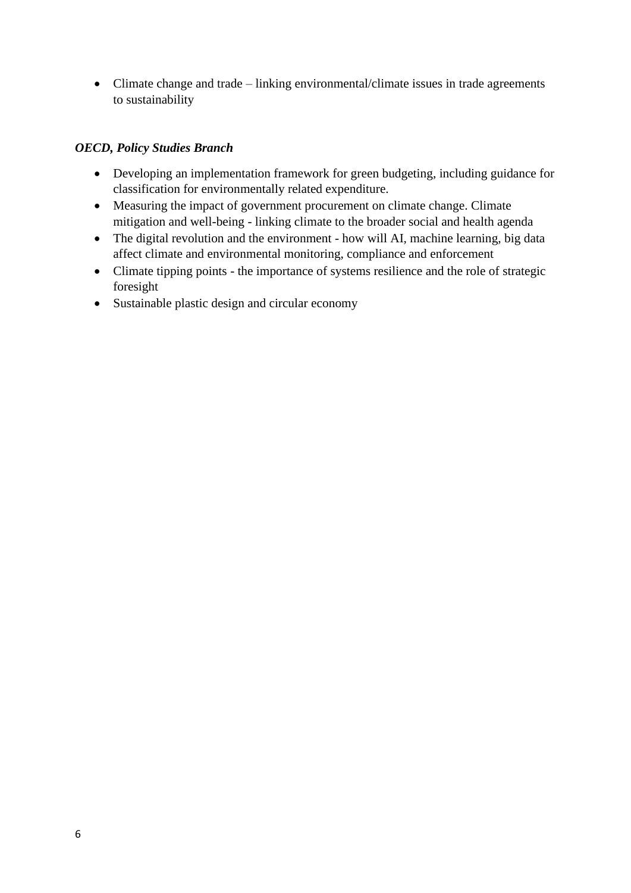- Climate change and trade – linking environmental/climate issues in trade agreements to sustainability

***OECD, Policy Studies Branch***

- Developing an implementation framework for green budgeting, including guidance for classification for environmentally related expenditure.
- Measuring the impact of government procurement on climate change. Climate mitigation and well-being - linking climate to the broader social and health agenda
- The digital revolution and the environment - how will AI, machine learning, big data affect climate and environmental monitoring, compliance and enforcement
- Climate tipping points - the importance of systems resilience and the role of strategic foresight
- Sustainable plastic design and circular economy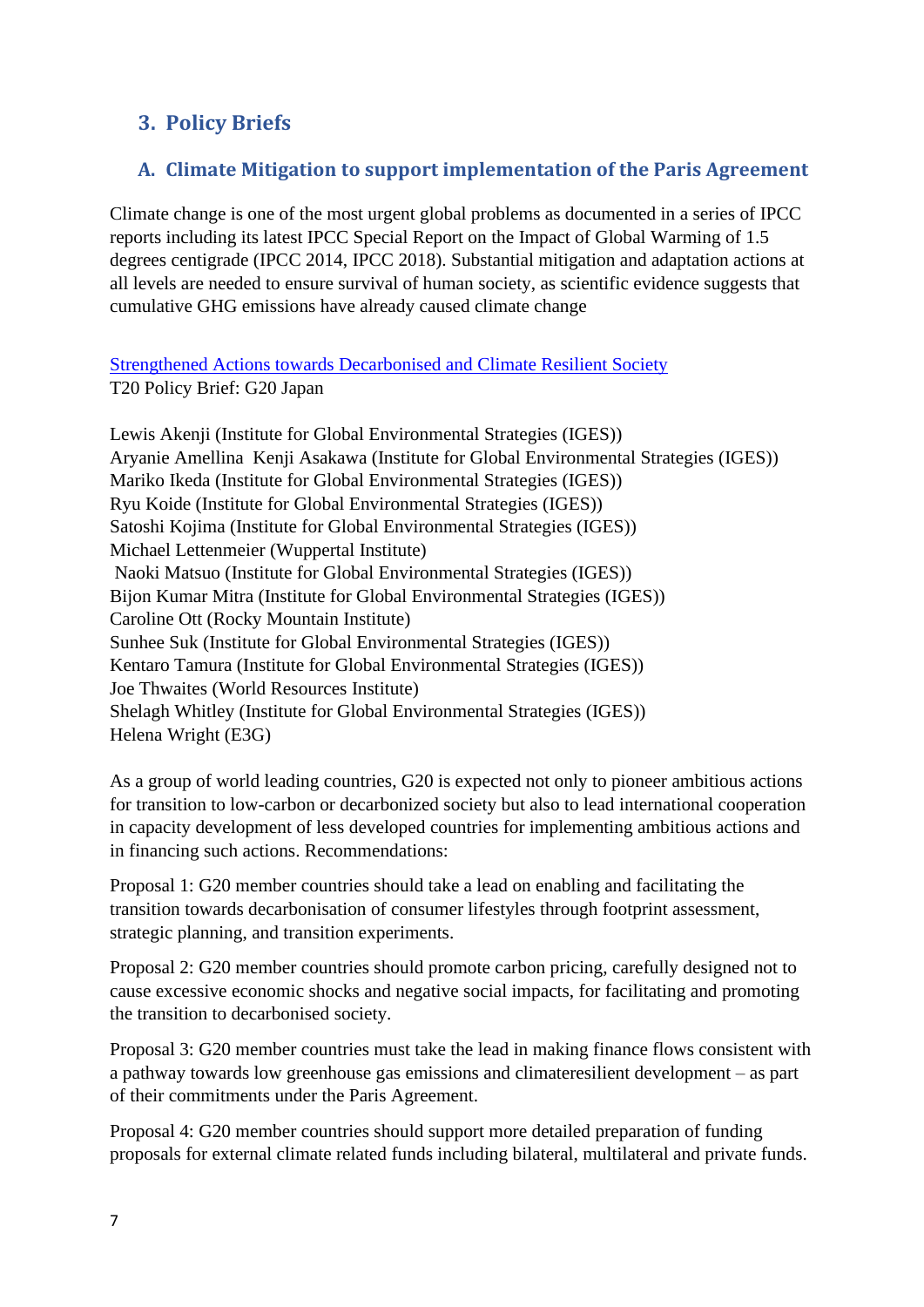## 3. Policy Briefs

### A. Climate Mitigation to support implementation of the Paris Agreement

Climate change is one of the most urgent global problems as documented in a series of IPCC reports including its latest IPCC Special Report on the Impact of Global Warming of 1.5 degrees centigrade (IPCC 2014, IPCC 2018). Substantial mitigation and adaptation actions at all levels are needed to ensure survival of human society, as scientific evidence suggests that cumulative GHG emissions have already caused climate change

Strenghtened Actions towards Decarbonised and Climate Resilient Society
T20 Policy Brief: G20 Japan

Lewis Akenji (Institute for Global Environmental Strategies (IGES))
Aryanie Amellina Kenji Asakawa (Institute for Global Environmental Strategies (IGES))
Mariko Ikeda (Institute for Global Environmental Strategies (IGES))
Ryu Koide (Institute for Global Environmental Strategies (IGES))
Satoshi Kojima (Institute for Global Environmental Strategies (IGES))
Michael Lettenmeier (Wuppertal Institute)
Naoki Matsuo (Institute for Global Environmental Strategies (IGES))
Bijon Kumar Mitra (Institute for Global Environmental Strategies (IGES))
Caroline Ott (Rocky Mountain Institute)
Sunhee Suk (Institute for Global Environmental Strategies (IGES))
Kentaro Tamura (Institute for Global Environmental Strategies (IGES))
Joe Thwaites (World Resources Institute)
Shelagh Whitley (Institute for Global Environmental Strategies (IGES))
Helena Wright (E3G)

As a group of world leading countries, G20 is expected not only to pioneer ambitious actions for transition to low-carbon or decarbonized society but also to lead international cooperation in capacity development of less developed countries for implementing ambitious actions and in financing such actions. Recommendations:

Proposal 1: G20 member countries should take a lead on enabling and facilitating the transition towards decarbonisation of consumer lifestyles through footprint assessment, strategic planning, and transition experiments.

Proposal 2: G20 member countries should promote carbon pricing, carefully designed not to cause excessive economic shocks and negative social impacts, for facilitating and promoting the transition to decarbonised society.

Proposal 3: G20 member countries must take the lead in making finance flows consistent with a pathway towards low greenhouse gas emissions and climateresilient development – as part of their commitments under the Paris Agreement.

Proposal 4: G20 member countries should support more detailed preparation of funding proposals for external climate related funds including bilateral, multilateral and private funds.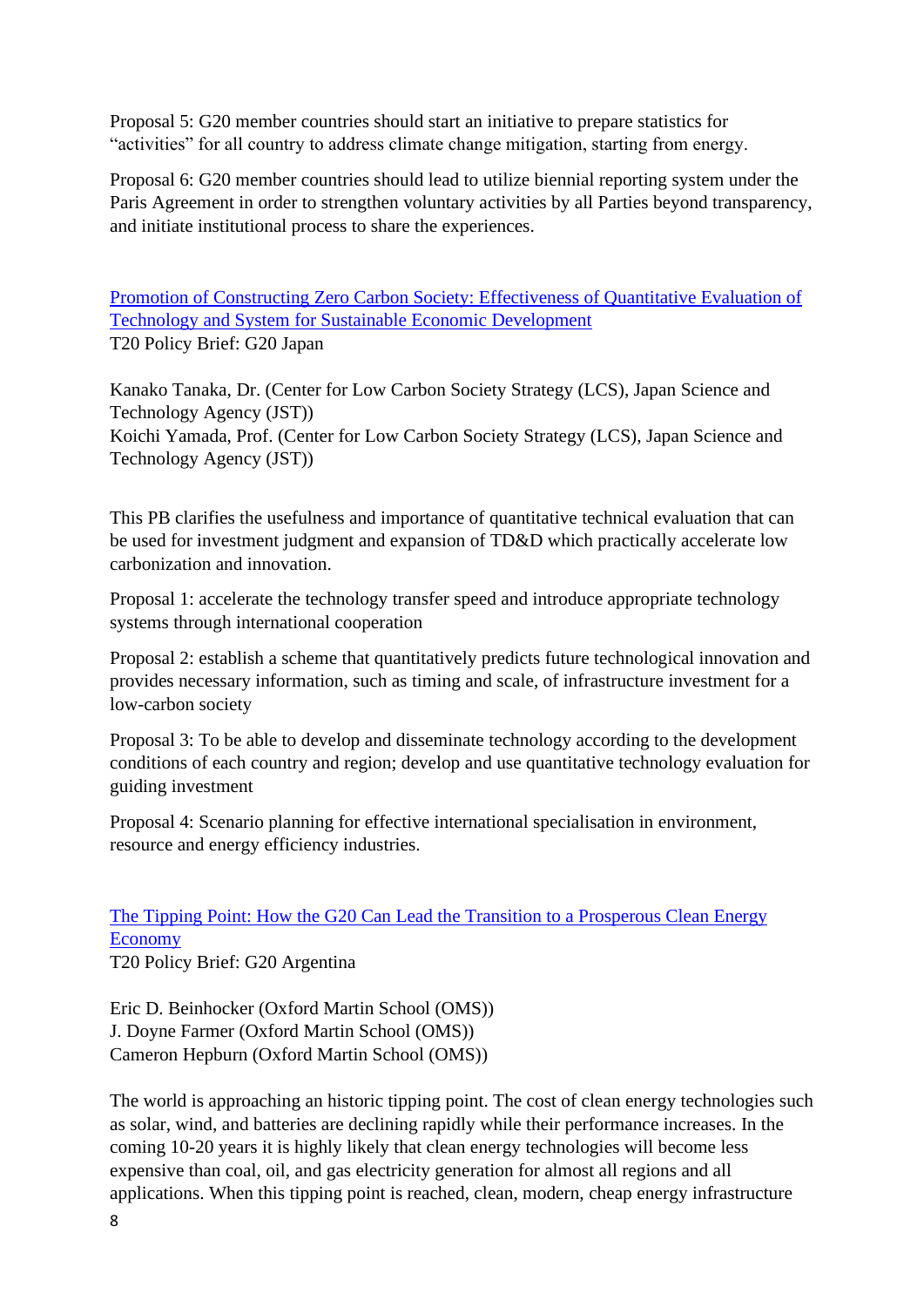Proposal 5: G20 member countries should start an initiative to prepare statistics for "activities" for all country to address climate change mitigation, starting from energy.

Proposal 6: G20 member countries should lead to utilize biennial reporting system under the Paris Agreement in order to strengthen voluntary activities by all Parties beyond transparency, and initiate institutional process to share the experiences.

[Promotion of Constructing Zero Carbon Society: Effectiveness of Quantitative Evaluation of Technology and System for Sustainable Economic Development]
T20 Policy Brief: G20 Japan

Kanako Tanaka, Dr. (Center for Low Carbon Society Strategy (LCS), Japan Science and Technology Agency (JST))
Koichi Yamada, Prof. (Center for Low Carbon Society Strategy (LCS), Japan Science and Technology Agency (JST))

This PB clarifies the usefulness and importance of quantitative technical evaluation that can be used for investment judgment and expansion of TD&D which practically accelerate low carbonization and innovation.

Proposal 1: accelerate the technology transfer speed and introduce appropriate technology systems through international cooperation

Proposal 2: establish a scheme that quantitatively predicts future technological innovation and provides necessary information, such as timing and scale, of infrastructure investment for a low-carbon society

Proposal 3: To be able to develop and disseminate technology according to the development conditions of each country and region; develop and use quantitative technology evaluation for guiding investment

Proposal 4: Scenario planning for effective international specialisation in environment, resource and energy efficiency industries.

[The Tipping Point: How the G20 Can Lead the Transition to a Prosperous Clean Energy Economy]
T20 Policy Brief: G20 Argentina

Eric D. Beinhocker (Oxford Martin School (OMS))
J. Doyne Farmer (Oxford Martin School (OMS))
Cameron Hepburn (Oxford Martin School (OMS))

The world is approaching an historic tipping point. The cost of clean energy technologies such as solar, wind, and batteries are declining rapidly while their performance increases. In the coming 10-20 years it is highly likely that clean energy technologies will become less expensive than coal, oil, and gas electricity generation for almost all regions and all applications. When this tipping point is reached, clean, modern, cheap energy infrastructure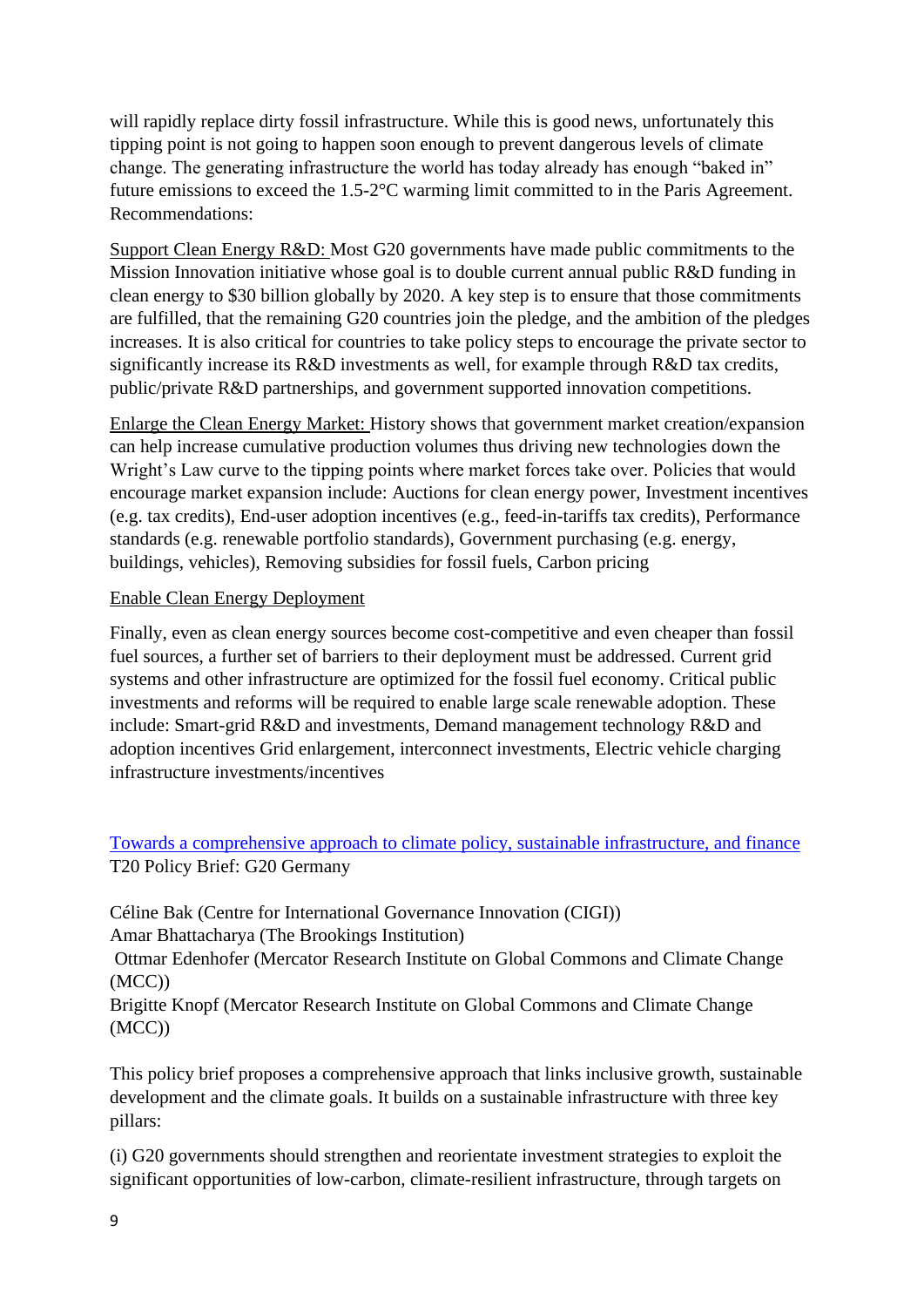will rapidly replace dirty fossil infrastructure. While this is good news, unfortunately this tipping point is not going to happen soon enough to prevent dangerous levels of climate change. The generating infrastructure the world has today already has enough "baked in" future emissions to exceed the 1.5-2°C warming limit committed to in the Paris Agreement. Recommendations:

<u>Support Clean Energy R&D:</u> Most G20 governments have made public commitments to the Mission Innovation initiative whose goal is to double current annual public R&D funding in clean energy to $30 billion globally by 2020. A key step is to ensure that those commitments are fulfilled, that the remaining G20 countries join the pledge, and the ambition of the pledges increases. It is also critical for countries to take policy steps to encourage the private sector to significantly increase its R&D investments as well, for example through R&D tax credits, public/private R&D partnerships, and government supported innovation competitions.

<u>Enlarge the Clean Energy Market:</u> History shows that government market creation/expansion can help increase cumulative production volumes thus driving new technologies down the Wright's Law curve to the tipping points where market forces take over. Policies that would encourage market expansion include: Auctions for clean energy power, Investment incentives (e.g. tax credits), End-user adoption incentives (e.g., feed-in-tariffs tax credits), Performance standards (e.g. renewable portfolio standards), Government purchasing (e.g. energy, buildings, vehicles), Removing subsidies for fossil fuels, Carbon pricing

<u>Enable Clean Energy Deployment</u>

Finally, even as clean energy sources become cost-competitive and even cheaper than fossil fuel sources, a further set of barriers to their deployment must be addressed. Current grid systems and other infrastructure are optimized for the fossil fuel economy. Critical public investments and reforms will be required to enable large scale renewable adoption. These include: Smart-grid R&D and investments, Demand management technology R&D and adoption incentives Grid enlargement, interconnect investments, Electric vehicle charging infrastructure investments/incentives

[Towards a comprehensive approach to climate policy, sustainable infrastructure, and finance](#)
T20 Policy Brief: G20 Germany

Céline Bak (Centre for International Governance Innovation (CIGI))
Amar Bhattacharya (The Brookings Institution)
Ottmar Edenhofer (Mercator Research Institute on Global Commons and Climate Change (MCC))
Brigitte Knopf (Mercator Research Institute on Global Commons and Climate Change (MCC))

This policy brief proposes a comprehensive approach that links inclusive growth, sustainable development and the climate goals. It builds on a sustainable infrastructure with three key pillars:

(i) G20 governments should strengthen and reorientate investment strategies to exploit the significant opportunities of low-carbon, climate-resilient infrastructure, through targets on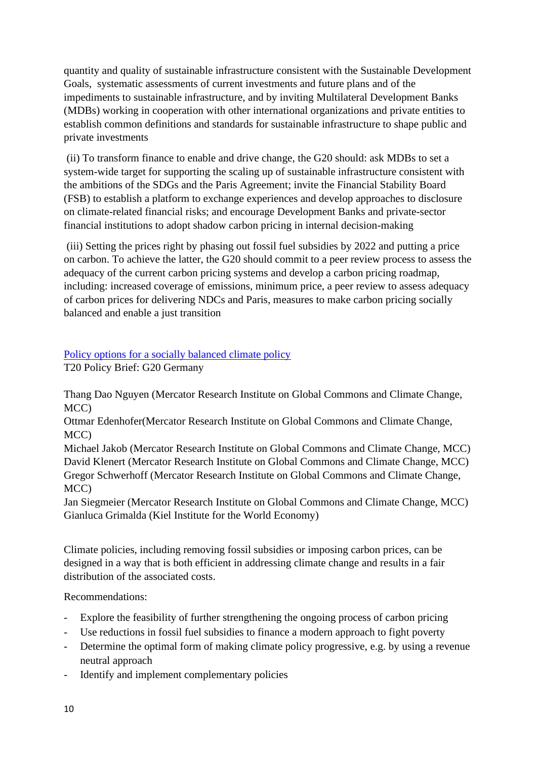quantity and quality of sustainable infrastructure consistent with the Sustainable Development Goals, systematic assessments of current investments and future plans and of the impediments to sustainable infrastructure, and by inviting Multilateral Development Banks (MDBs) working in cooperation with other international organizations and private entities to establish common definitions and standards for sustainable infrastructure to shape public and private investments

(ii) To transform finance to enable and drive change, the G20 should: ask MDBs to set a system-wide target for supporting the scaling up of sustainable infrastructure consistent with the ambitions of the SDGs and the Paris Agreement; invite the Financial Stability Board (FSB) to establish a platform to exchange experiences and develop approaches to disclosure on climate-related financial risks; and encourage Development Banks and private-sector financial institutions to adopt shadow carbon pricing in internal decision-making

(iii) Setting the prices right by phasing out fossil fuel subsidies by 2022 and putting a price on carbon. To achieve the latter, the G20 should commit to a peer review process to assess the adequacy of the current carbon pricing systems and develop a carbon pricing roadmap, including: increased coverage of emissions, minimum price, a peer review to assess adequacy of carbon prices for delivering NDCs and Paris, measures to make carbon pricing socially balanced and enable a just transition

[Policy options for a socially balanced climate policy]
T20 Policy Brief: G20 Germany

Thang Dao Nguyen (Mercator Research Institute on Global Commons and Climate Change, MCC)
Ottmar Edenhofer(Mercator Research Institute on Global Commons and Climate Change, MCC)
Michael Jakob (Mercator Research Institute on Global Commons and Climate Change, MCC)
David Klenert (Mercator Research Institute on Global Commons and Climate Change, MCC)
Gregor Schwerhoff (Mercator Research Institute on Global Commons and Climate Change, MCC)
Jan Siegmeier (Mercator Research Institute on Global Commons and Climate Change, MCC)
Gianluca Grimalda (Kiel Institute for the World Economy)

Climate policies, including removing fossil subsidies or imposing carbon prices, can be designed in a way that is both efficient in addressing climate change and results in a fair distribution of the associated costs.

Recommendations:

- Explore the feasibility of further strengthening the ongoing process of carbon pricing
- Use reductions in fossil fuel subsidies to finance a modern approach to fight poverty
- Determine the optimal form of making climate policy progressive, e.g. by using a revenue neutral approach
- Identify and implement complementary policies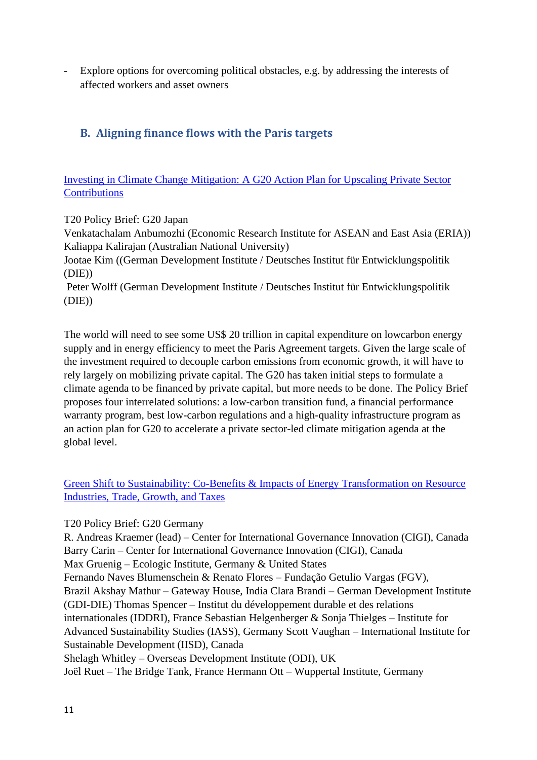- Explore options for overcoming political obstacles, e.g. by addressing the interests of affected workers and asset owners

## B. Aligning finance flows with the Paris targets

[Investing in Climate Change Mitigation: A G20 Action Plan for Upscaling Private Sector Contributions]

T20 Policy Brief: G20 Japan
Venkatachalam Anbumozhi (Economic Research Institute for ASEAN and East Asia (ERIA))
Kaliappa Kalirajan (Australian National University)
Jootae Kim ((German Development Institute / Deutsches Institut für Entwicklungspolitik (DIE))
Peter Wolff (German Development Institute / Deutsches Institut für Entwicklungspolitik (DIE))

The world will need to see some US$ 20 trillion in capital expenditure on lowcarbon energy supply and in energy efficiency to meet the Paris Agreement targets. Given the large scale of the investment required to decouple carbon emissions from economic growth, it will have to rely largely on mobilizing private capital. The G20 has taken initial steps to formulate a climate agenda to be financed by private capital, but more needs to be done. The Policy Brief proposes four interrelated solutions: a low-carbon transition fund, a financial performance warranty program, best low-carbon regulations and a high-quality infrastructure program as an action plan for G20 to accelerate a private sector-led climate mitigation agenda at the global level.

[Green Shift to Sustainability: Co-Benefits & Impacts of Energy Transformation on Resource Industries, Trade, Growth, and Taxes]

T20 Policy Brief: G20 Germany
R. Andreas Kraemer (lead) – Center for International Governance Innovation (CIGI), Canada
Barry Carin – Center for International Governance Innovation (CIGI), Canada
Max Gruenig – Ecologic Institute, Germany & United States
Fernando Naves Blumenschein & Renato Flores – Fundação Getulio Vargas (FGV),
Brazil Akshay Mathur – Gateway House, India Clara Brandi – German Development Institute (GDI-DIE) Thomas Spencer – Institut du développement durable et des relations internationales (IDDRI), France Sebastian Helgenberger & Sonja Thielges – Institute for Advanced Sustainability Studies (IASS), Germany Scott Vaughan – International Institute for Sustainable Development (IISD), Canada
Shelagh Whitley – Overseas Development Institute (ODI), UK
Joël Ruet – The Bridge Tank, France Hermann Ott – Wuppertal Institute, Germany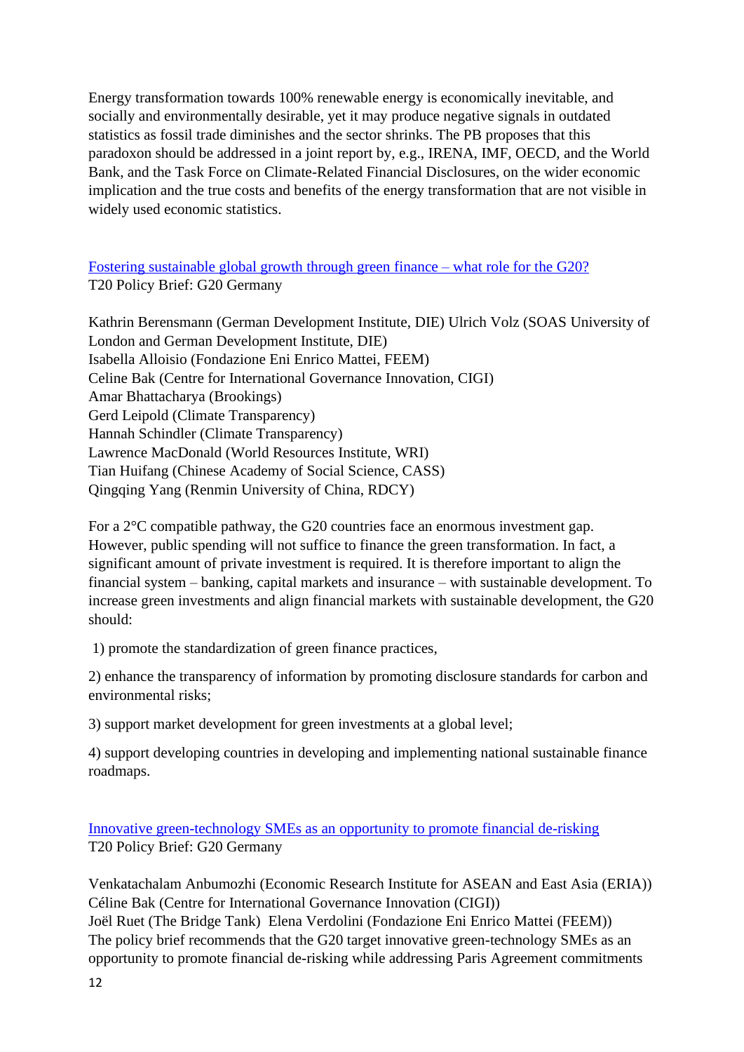Energy transformation towards 100% renewable energy is economically inevitable, and socially and environmentally desirable, yet it may produce negative signals in outdated statistics as fossil trade diminishes and the sector shrinks. The PB proposes that this paradoxon should be addressed in a joint report by, e.g., IRENA, IMF, OECD, and the World Bank, and the Task Force on Climate-Related Financial Disclosures, on the wider economic implication and the true costs and benefits of the energy transformation that are not visible in widely used economic statistics.

Fostering sustainable global growth through green finance – what role for the G20?
T20 Policy Brief: G20 Germany

Kathrin Berensmann (German Development Institute, DIE) Ulrich Volz (SOAS University of London and German Development Institute, DIE)
Isabella Alloisio (Fondazione Eni Enrico Mattei, FEEM)
Celine Bak (Centre for International Governance Innovation, CIGI)
Amar Bhattacharya (Brookings)
Gerd Leipold (Climate Transparency)
Hannah Schindler (Climate Transparency)
Lawrence MacDonald (World Resources Institute, WRI)
Tian Huifang (Chinese Academy of Social Science, CASS)
Qingqing Yang (Renmin University of China, RDCY)

For a 2°C compatible pathway, the G20 countries face an enormous investment gap. However, public spending will not suffice to finance the green transformation. In fact, a significant amount of private investment is required. It is therefore important to align the financial system – banking, capital markets and insurance – with sustainable development. To increase green investments and align financial markets with sustainable development, the G20 should:

1) promote the standardization of green finance practices,

2) enhance the transparency of information by promoting disclosure standards for carbon and environmental risks;

3) support market development for green investments at a global level;

4) support developing countries in developing and implementing national sustainable finance roadmaps.

Innovative green-technology SMEs as an opportunity to promote financial de-risking
T20 Policy Brief: G20 Germany

Venkatachalam Anbumozhi (Economic Research Institute for ASEAN and East Asia (ERIA))
Céline Bak (Centre for International Governance Innovation (CIGI))
Joël Ruet (The Bridge Tank) Elena Verdolini (Fondazione Eni Enrico Mattei (FEEM))
The policy brief recommends that the G20 target innovative green-technology SMEs as an opportunity to promote financial de-risking while addressing Paris Agreement commitments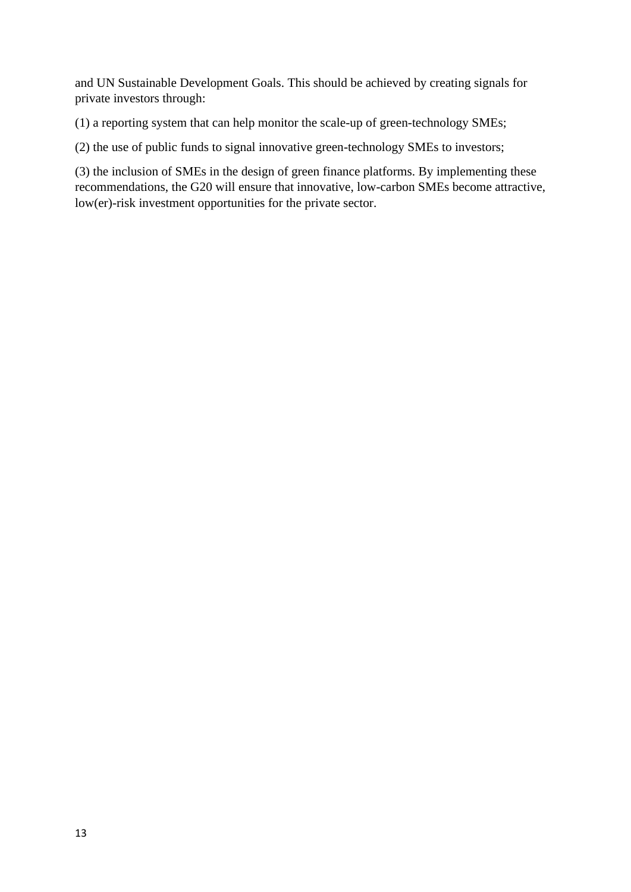and UN Sustainable Development Goals. This should be achieved by creating signals for private investors through:

(1) a reporting system that can help monitor the scale-up of green-technology SMEs;

(2) the use of public funds to signal innovative green-technology SMEs to investors;

(3) the inclusion of SMEs in the design of green finance platforms. By implementing these recommendations, the G20 will ensure that innovative, low-carbon SMEs become attractive, low(er)-risk investment opportunities for the private sector.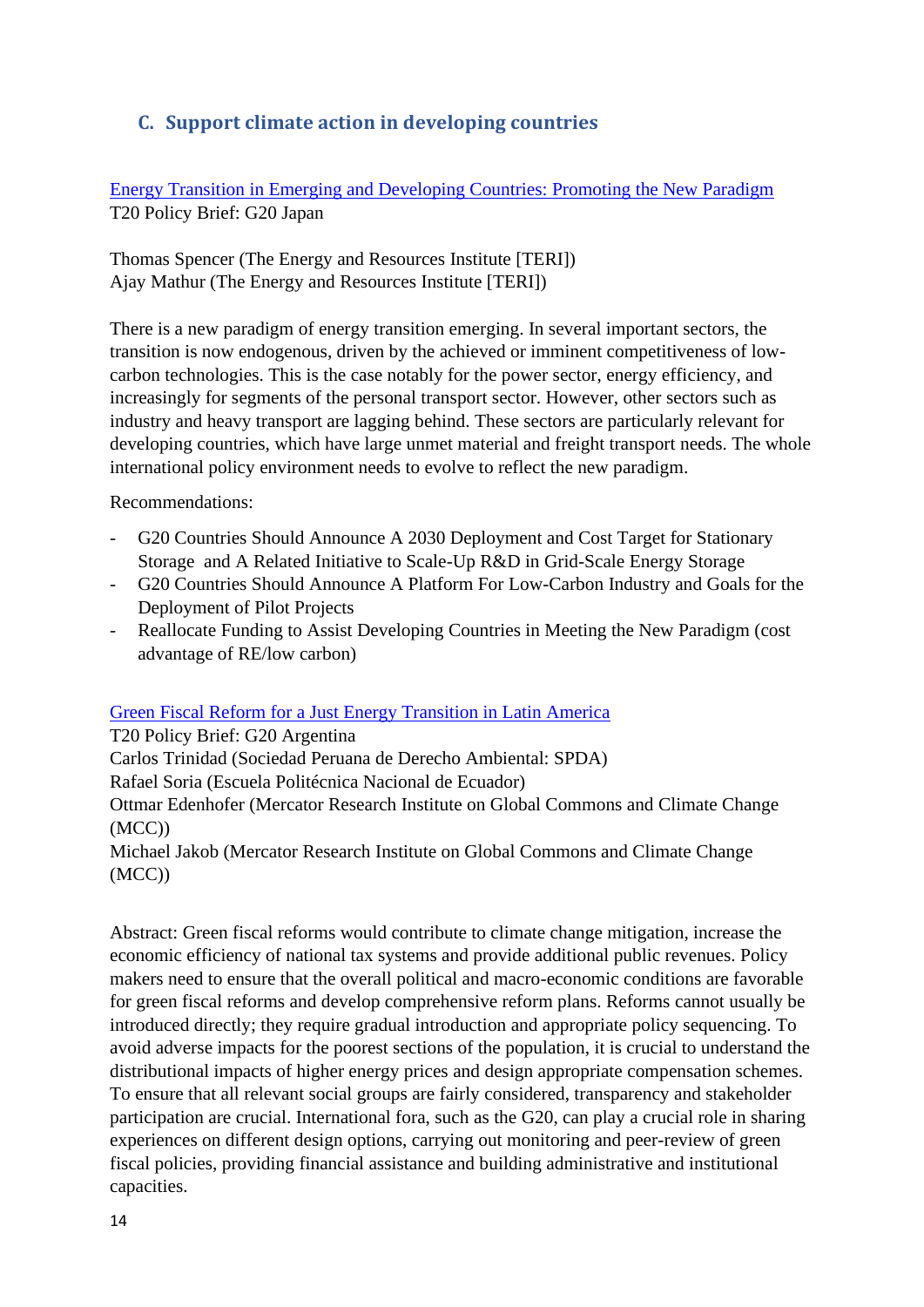## C. Support climate action in developing countries

[Energy Transition in Emerging and Developing Countries: Promoting the New Paradigm](#)
T20 Policy Brief: G20 Japan

Thomas Spencer (The Energy and Resources Institute [TERI])
Ajay Mathur (The Energy and Resources Institute [TERI])

There is a new paradigm of energy transition emerging. In several important sectors, the transition is now endogenous, driven by the achieved or imminent competitiveness of low-carbon technologies. This is the case notably for the power sector, energy efficiency, and increasingly for segments of the personal transport sector. However, other sectors such as industry and heavy transport are lagging behind. These sectors are particularly relevant for developing countries, which have large unmet material and freight transport needs. The whole international policy environment needs to evolve to reflect the new paradigm.

Recommendations:

- G20 Countries Should Announce A 2030 Deployment and Cost Target for Stationary Storage and A Related Initiative to Scale-Up R&D in Grid-Scale Energy Storage
- G20 Countries Should Announce A Platform For Low-Carbon Industry and Goals for the Deployment of Pilot Projects
- Reallocate Funding to Assist Developing Countries in Meeting the New Paradigm (cost advantage of RE/low carbon)

[Green Fiscal Reform for a Just Energy Transition in Latin America](#)
T20 Policy Brief: G20 Argentina
Carlos Trinidad (Sociedad Peruana de Derecho Ambiental: SPDA)
Rafael Soria (Escuela Politécnica Nacional de Ecuador)
Ottmar Edenhofer (Mercator Research Institute on Global Commons and Climate Change (MCC))
Michael Jakob (Mercator Research Institute on Global Commons and Climate Change (MCC))

Abstract: Green fiscal reforms would contribute to climate change mitigation, increase the economic efficiency of national tax systems and provide additional public revenues. Policy makers need to ensure that the overall political and macro-economic conditions are favorable for green fiscal reforms and develop comprehensive reform plans. Reforms cannot usually be introduced directly; they require gradual introduction and appropriate policy sequencing. To avoid adverse impacts for the poorest sections of the population, it is crucial to understand the distributional impacts of higher energy prices and design appropriate compensation schemes. To ensure that all relevant social groups are fairly considered, transparency and stakeholder participation are crucial. International fora, such as the G20, can play a crucial role in sharing experiences on different design options, carrying out monitoring and peer-review of green fiscal policies, providing financial assistance and building administrative and institutional capacities.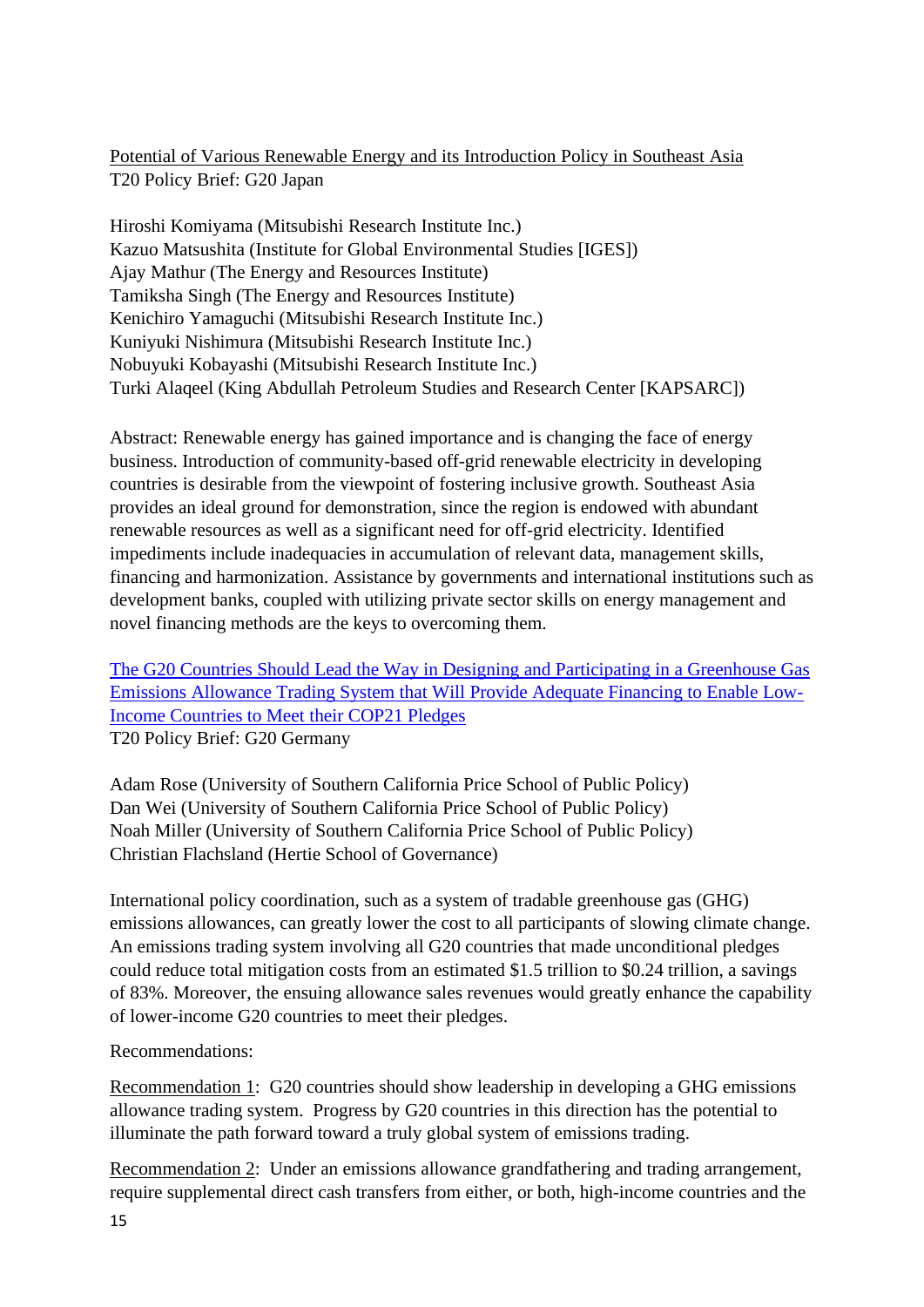Potential of Various Renewable Energy and its Introduction Policy in Southeast Asia
T20 Policy Brief: G20 Japan

Hiroshi Komiyama (Mitsubishi Research Institute Inc.)
Kazuo Matsushita (Institute for Global Environmental Studies [IGES])
Ajay Mathur (The Energy and Resources Institute)
Tamiksha Singh (The Energy and Resources Institute)
Kenichiro Yamaguchi (Mitsubishi Research Institute Inc.)
Kuniyuki Nishimura (Mitsubishi Research Institute Inc.)
Nobuyuki Kobayashi (Mitsubishi Research Institute Inc.)
Turki Alaqeel (King Abdullah Petroleum Studies and Research Center [KAPSARC])

Abstract: Renewable energy has gained importance and is changing the face of energy business. Introduction of community-based off-grid renewable electricity in developing countries is desirable from the viewpoint of fostering inclusive growth. Southeast Asia provides an ideal ground for demonstration, since the region is endowed with abundant renewable resources as well as a significant need for off-grid electricity. Identified impediments include inadequacies in accumulation of relevant data, management skills, financing and harmonization. Assistance by governments and international institutions such as development banks, coupled with utilizing private sector skills on energy management and novel financing methods are the keys to overcoming them.

The G20 Countries Should Lead the Way in Designing and Participating in a Greenhouse Gas Emissions Allowance Trading System that Will Provide Adequate Financing to Enable Low-Income Countries to Meet their COP21 Pledges
T20 Policy Brief: G20 Germany

Adam Rose (University of Southern California Price School of Public Policy)
Dan Wei (University of Southern California Price School of Public Policy)
Noah Miller (University of Southern California Price School of Public Policy)
Christian Flachsland (Hertie School of Governance)

International policy coordination, such as a system of tradable greenhouse gas (GHG) emissions allowances, can greatly lower the cost to all participants of slowing climate change. An emissions trading system involving all G20 countries that made unconditional pledges could reduce total mitigation costs from an estimated $1.5 trillion to $0.24 trillion, a savings of 83%. Moreover, the ensuing allowance sales revenues would greatly enhance the capability of lower-income G20 countries to meet their pledges.

Recommendations:

Recommendation 1: G20 countries should show leadership in developing a GHG emissions allowance trading system. Progress by G20 countries in this direction has the potential to illuminate the path forward toward a truly global system of emissions trading.

Recommendation 2: Under an emissions allowance grandfathering and trading arrangement, require supplemental direct cash transfers from either, or both, high-income countries and the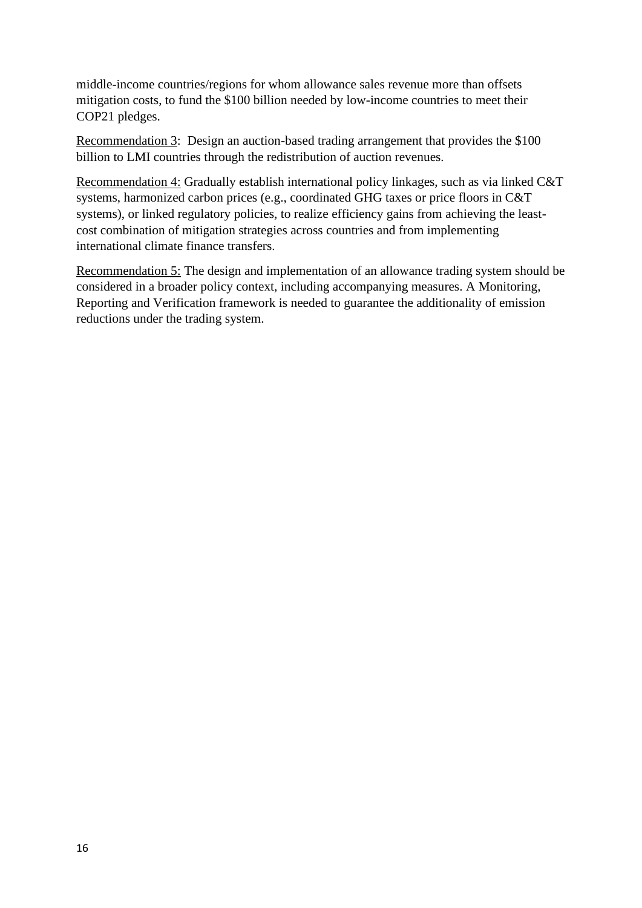middle-income countries/regions for whom allowance sales revenue more than offsets mitigation costs, to fund the $100 billion needed by low-income countries to meet their COP21 pledges.

<u>Recommendation 3</u>: Design an auction-based trading arrangement that provides the $100 billion to LMI countries through the redistribution of auction revenues.

<u>Recommendation 4:</u> Gradually establish international policy linkages, such as via linked C&T systems, harmonized carbon prices (e.g., coordinated GHG taxes or price floors in C&T systems), or linked regulatory policies, to realize efficiency gains from achieving the least-cost combination of mitigation strategies across countries and from implementing international climate finance transfers.

<u>Recommendation 5:</u> The design and implementation of an allowance trading system should be considered in a broader policy context, including accompanying measures. A Monitoring, Reporting and Verification framework is needed to guarantee the additionality of emission reductions under the trading system.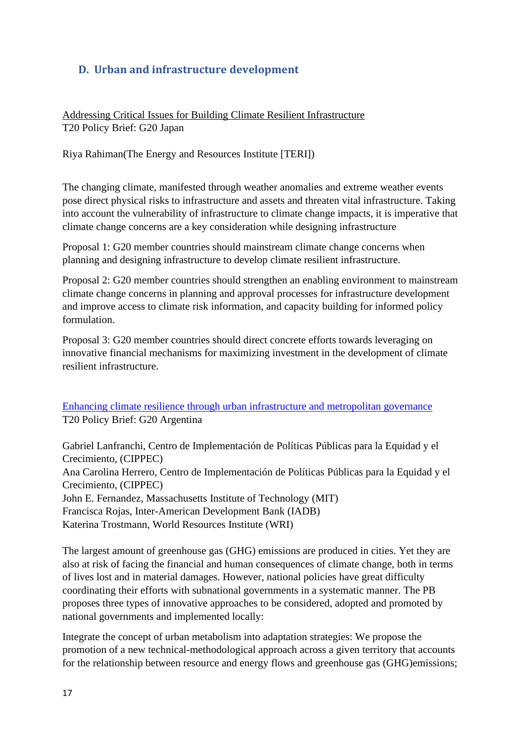## D. Urban and infrastructure development

Addressing Critical Issues for Building Climate Resilient Infrastructure
T20 Policy Brief: G20 Japan

Riya Rahiman(The Energy and Resources Institute [TERI])

The changing climate, manifested through weather anomalies and extreme weather events pose direct physical risks to infrastructure and assets and threaten vital infrastructure. Taking into account the vulnerability of infrastructure to climate change impacts, it is imperative that climate change concerns are a key consideration while designing infrastructure

Proposal 1: G20 member countries should mainstream climate change concerns when planning and designing infrastructure to develop climate resilient infrastructure.

Proposal 2: G20 member countries should strengthen an enabling environment to mainstream climate change concerns in planning and approval processes for infrastructure development and improve access to climate risk information, and capacity building for informed policy formulation.

Proposal 3: G20 member countries should direct concrete efforts towards leveraging on innovative financial mechanisms for maximizing investment in the development of climate resilient infrastructure.

Enhancing climate resilience through urban infrastructure and metropolitan governance
T20 Policy Brief: G20 Argentina

Gabriel Lanfranchi, Centro de Implementación de Políticas Públicas para la Equidad y el Crecimiento, (CIPPEC)
Ana Carolina Herrero, Centro de Implementación de Políticas Públicas para la Equidad y el Crecimiento, (CIPPEC)
John E. Fernandez, Massachusetts Institute of Technology (MIT)
Francisca Rojas, Inter-American Development Bank (IADB)
Katerina Trostmann, World Resources Institute (WRI)

The largest amount of greenhouse gas (GHG) emissions are produced in cities. Yet they are also at risk of facing the financial and human consequences of climate change, both in terms of lives lost and in material damages. However, national policies have great difficulty coordinating their efforts with subnational governments in a systematic manner. The PB proposes three types of innovative approaches to be considered, adopted and promoted by national governments and implemented locally:

Integrate the concept of urban metabolism into adaptation strategies: We propose the promotion of a new technical-methodological approach across a given territory that accounts for the relationship between resource and energy flows and greenhouse gas (GHG)emissions;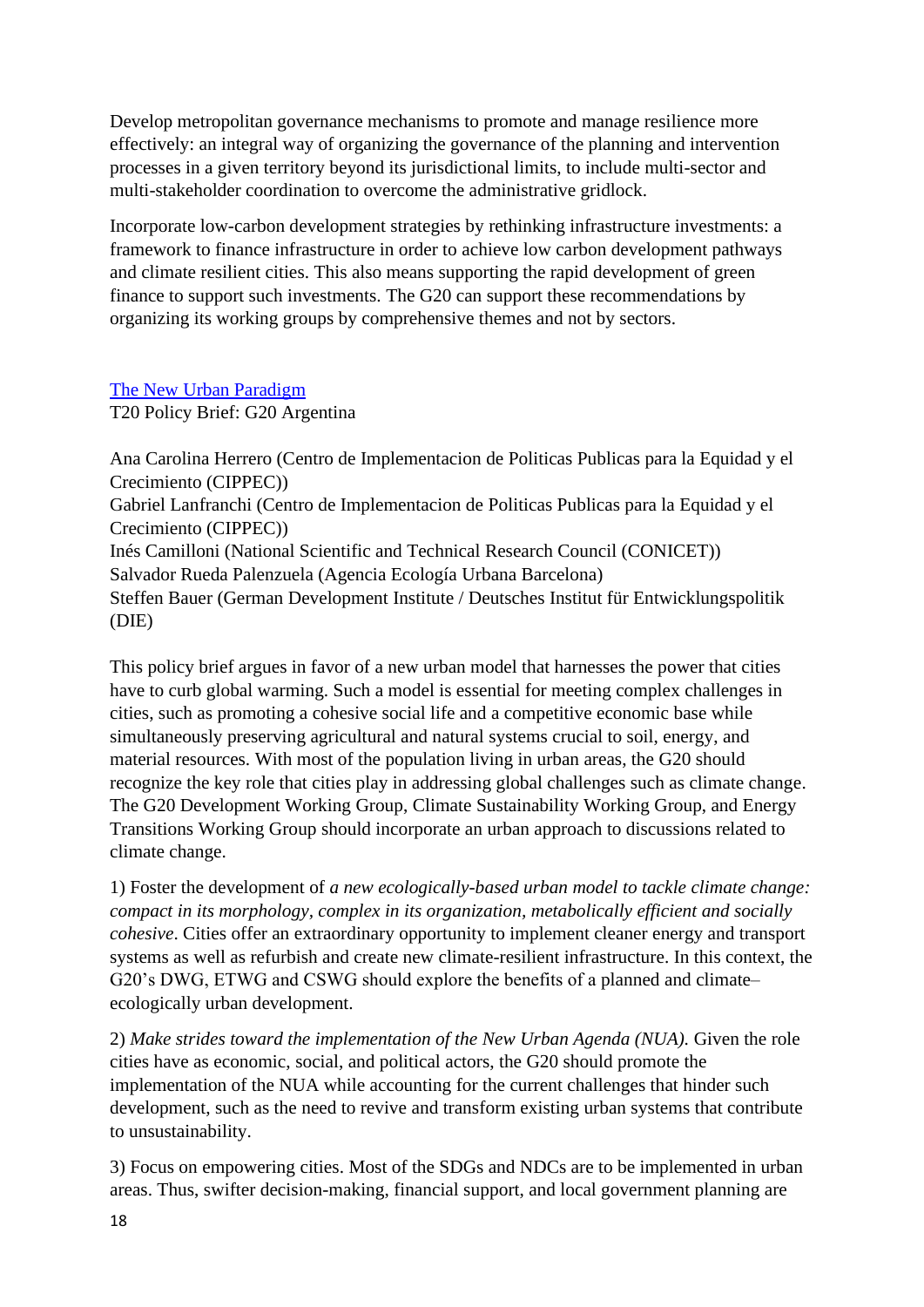Develop metropolitan governance mechanisms to promote and manage resilience more effectively: an integral way of organizing the governance of the planning and intervention processes in a given territory beyond its jurisdictional limits, to include multi-sector and multi-stakeholder coordination to overcome the administrative gridlock.

Incorporate low-carbon development strategies by rethinking infrastructure investments: a framework to finance infrastructure in order to achieve low carbon development pathways and climate resilient cities. This also means supporting the rapid development of green finance to support such investments. The G20 can support these recommendations by organizing its working groups by comprehensive themes and not by sectors.

[The New Urban Paradigm](#)
T20 Policy Brief: G20 Argentina

Ana Carolina Herrero (Centro de Implementacion de Politicas Publicas para la Equidad y el Crecimiento (CIPPEC))
Gabriel Lanfranchi (Centro de Implementacion de Politicas Publicas para la Equidad y el Crecimiento (CIPPEC))
Inés Camilloni (National Scientific and Technical Research Council (CONICET))
Salvador Rueda Palenzuela (Agencia Ecología Urbana Barcelona)
Steffen Bauer (German Development Institute / Deutsches Institut für Entwicklungspolitik (DIE)

This policy brief argues in favor of a new urban model that harnesses the power that cities have to curb global warming. Such a model is essential for meeting complex challenges in cities, such as promoting a cohesive social life and a competitive economic base while simultaneously preserving agricultural and natural systems crucial to soil, energy, and material resources. With most of the population living in urban areas, the G20 should recognize the key role that cities play in addressing global challenges such as climate change. The G20 Development Working Group, Climate Sustainability Working Group, and Energy Transitions Working Group should incorporate an urban approach to discussions related to climate change.

1) Foster the development of *a new ecologically-based urban model to tackle climate change: compact in its morphology, complex in its organization, metabolically efficient and socially cohesive*. Cities offer an extraordinary opportunity to implement cleaner energy and transport systems as well as refurbish and create new climate-resilient infrastructure. In this context, the G20's DWG, ETWG and CSWG should explore the benefits of a planned and climate–ecologically urban development.

2) *Make strides toward the implementation of the New Urban Agenda (NUA).* Given the role cities have as economic, social, and political actors, the G20 should promote the implementation of the NUA while accounting for the current challenges that hinder such development, such as the need to revive and transform existing urban systems that contribute to unsustainability.

3) Focus on empowering cities. Most of the SDGs and NDCs are to be implemented in urban areas. Thus, swifter decision-making, financial support, and local government planning are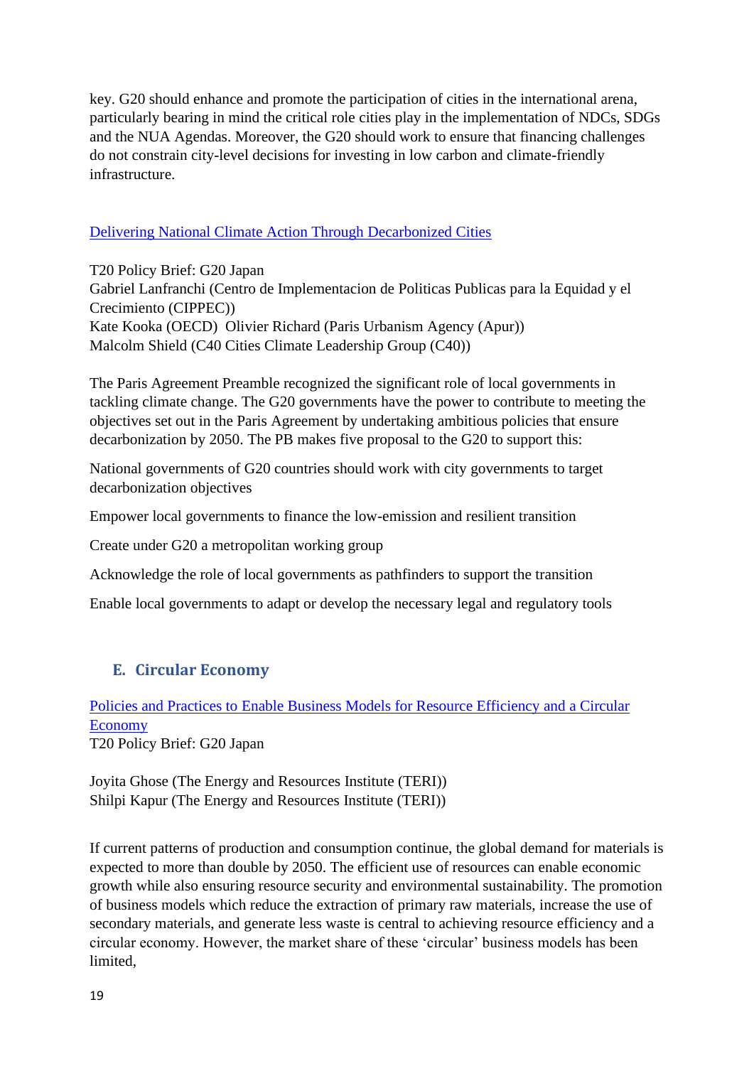key. G20 should enhance and promote the participation of cities in the international arena, particularly bearing in mind the critical role cities play in the implementation of NDCs, SDGs and the NUA Agendas. Moreover, the G20 should work to ensure that financing challenges do not constrain city-level decisions for investing in low carbon and climate-friendly infrastructure.

[Delivering National Climate Action Through Decarbonized Cities]

T20 Policy Brief: G20 Japan
Gabriel Lanfranchi (Centro de Implementacion de Politicas Publicas para la Equidad y el Crecimiento (CIPPEC))
Kate Kooka (OECD) Olivier Richard (Paris Urbanism Agency (Apur))
Malcolm Shield (C40 Cities Climate Leadership Group (C40))

The Paris Agreement Preamble recognized the significant role of local governments in tackling climate change. The G20 governments have the power to contribute to meeting the objectives set out in the Paris Agreement by undertaking ambitious policies that ensure decarbonization by 2050. The PB makes five proposal to the G20 to support this:

National governments of G20 countries should work with city governments to target decarbonization objectives

Empower local governments to finance the low-emission and resilient transition

Create under G20 a metropolitan working group

Acknowledge the role of local governments as pathfinders to support the transition

Enable local governments to adapt or develop the necessary legal and regulatory tools

## E. Circular Economy

[Policies and Practices to Enable Business Models for Resource Efficiency and a Circular Economy]
T20 Policy Brief: G20 Japan

Joyita Ghose (The Energy and Resources Institute (TERI))
Shilpi Kapur (The Energy and Resources Institute (TERI))

If current patterns of production and consumption continue, the global demand for materials is expected to more than double by 2050. The efficient use of resources can enable economic growth while also ensuring resource security and environmental sustainability. The promotion of business models which reduce the extraction of primary raw materials, increase the use of secondary materials, and generate less waste is central to achieving resource efficiency and a circular economy. However, the market share of these 'circular' business models has been limited,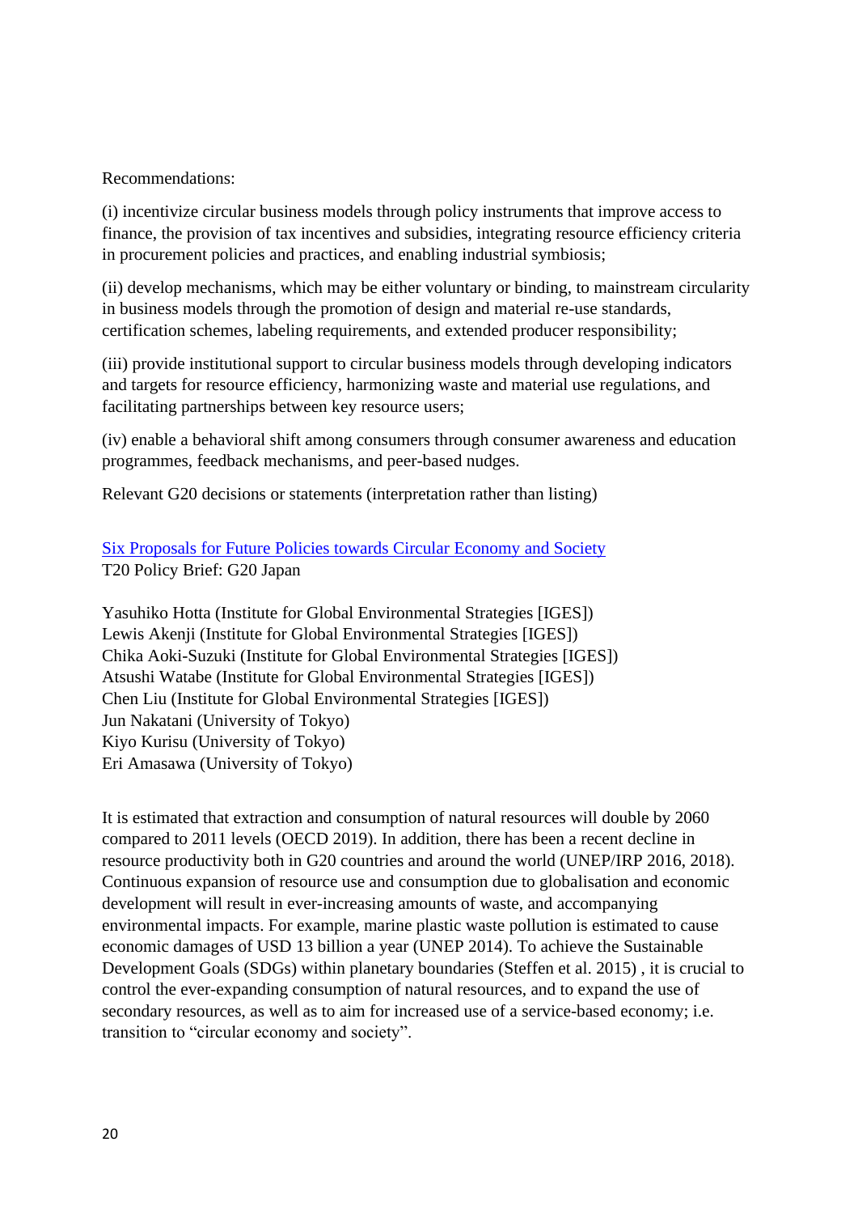Recommendations:

(i) incentivize circular business models through policy instruments that improve access to finance, the provision of tax incentives and subsidies, integrating resource efficiency criteria in procurement policies and practices, and enabling industrial symbiosis;

(ii) develop mechanisms, which may be either voluntary or binding, to mainstream circularity in business models through the promotion of design and material re-use standards, certification schemes, labeling requirements, and extended producer responsibility;

(iii) provide institutional support to circular business models through developing indicators and targets for resource efficiency, harmonizing waste and material use regulations, and facilitating partnerships between key resource users;

(iv) enable a behavioral shift among consumers through consumer awareness and education programmes, feedback mechanisms, and peer-based nudges.

Relevant G20 decisions or statements (interpretation rather than listing)

[Six Proposals for Future Policies towards Circular Economy and Society]()
T20 Policy Brief: G20 Japan

Yasuhiko Hotta (Institute for Global Environmental Strategies [IGES])
Lewis Akenji (Institute for Global Environmental Strategies [IGES])
Chika Aoki-Suzuki (Institute for Global Environmental Strategies [IGES])
Atsushi Watabe (Institute for Global Environmental Strategies [IGES])
Chen Liu (Institute for Global Environmental Strategies [IGES])
Jun Nakatani (University of Tokyo)
Kiyo Kurisu (University of Tokyo)
Eri Amasawa (University of Tokyo)

It is estimated that extraction and consumption of natural resources will double by 2060 compared to 2011 levels (OECD 2019). In addition, there has been a recent decline in resource productivity both in G20 countries and around the world (UNEP/IRP 2016, 2018). Continuous expansion of resource use and consumption due to globalisation and economic development will result in ever-increasing amounts of waste, and accompanying environmental impacts. For example, marine plastic waste pollution is estimated to cause economic damages of USD 13 billion a year (UNEP 2014). To achieve the Sustainable Development Goals (SDGs) within planetary boundaries (Steffen et al. 2015) , it is crucial to control the ever-expanding consumption of natural resources, and to expand the use of secondary resources, as well as to aim for increased use of a service-based economy; i.e. transition to "circular economy and society".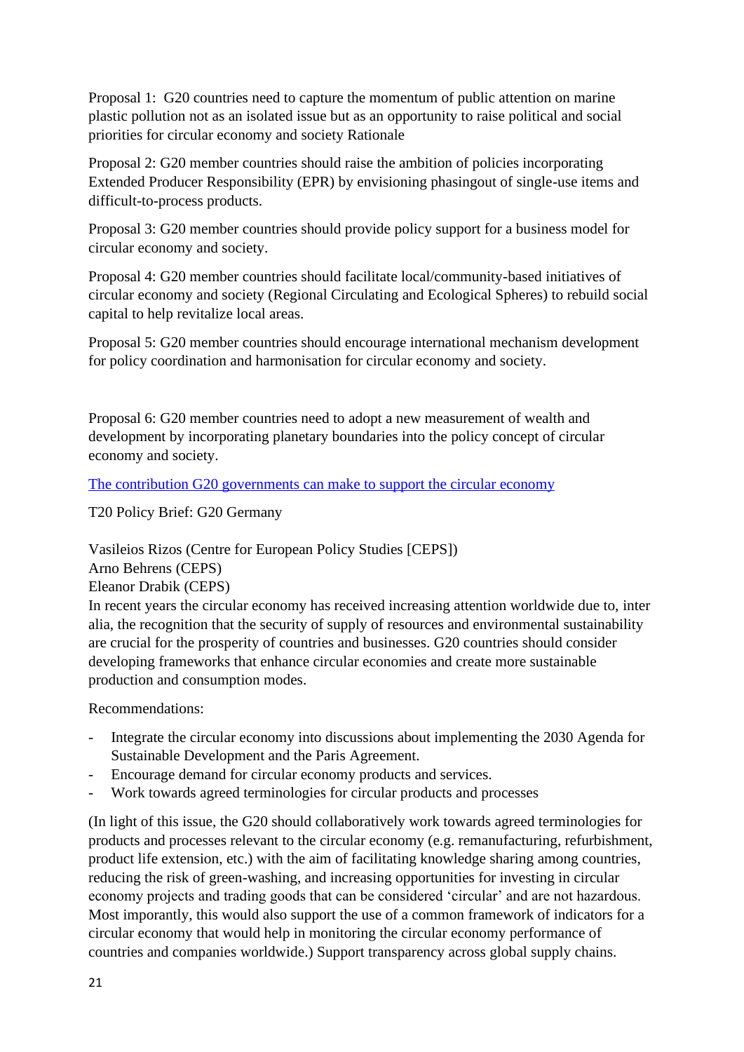Proposal 1: G20 countries need to capture the momentum of public attention on marine plastic pollution not as an isolated issue but as an opportunity to raise political and social priorities for circular economy and society Rationale

Proposal 2: G20 member countries should raise the ambition of policies incorporating Extended Producer Responsibility (EPR) by envisioning phasingout of single-use items and difficult-to-process products.

Proposal 3: G20 member countries should provide policy support for a business model for circular economy and society.

Proposal 4: G20 member countries should facilitate local/community-based initiatives of circular economy and society (Regional Circulating and Ecological Spheres) to rebuild social capital to help revitalize local areas.

Proposal 5: G20 member countries should encourage international mechanism development for policy coordination and harmonisation for circular economy and society.

Proposal 6: G20 member countries need to adopt a new measurement of wealth and development by incorporating planetary boundaries into the policy concept of circular economy and society.

The contribution G20 governments can make to support the circular economy

T20 Policy Brief: G20 Germany

Vasileios Rizos (Centre for European Policy Studies [CEPS])
Arno Behrens (CEPS)
Eleanor Drabik (CEPS)

In recent years the circular economy has received increasing attention worldwide due to, inter alia, the recognition that the security of supply of resources and environmental sustainability are crucial for the prosperity of countries and businesses. G20 countries should consider developing frameworks that enhance circular economies and create more sustainable production and consumption modes.

Recommendations:

- Integrate the circular economy into discussions about implementing the 2030 Agenda for Sustainable Development and the Paris Agreement.
- Encourage demand for circular economy products and services.
- Work towards agreed terminologies for circular products and processes

(In light of this issue, the G20 should collaboratively work towards agreed terminologies for products and processes relevant to the circular economy (e.g. remanufacturing, refurbishment, product life extension, etc.) with the aim of facilitating knowledge sharing among countries, reducing the risk of green-washing, and increasing opportunities for investing in circular economy projects and trading goods that can be considered 'circular' and are not hazardous. Most imporantly, this would also support the use of a common framework of indicators for a circular economy that would help in monitoring the circular economy performance of countries and companies worldwide.) Support transparency across global supply chains.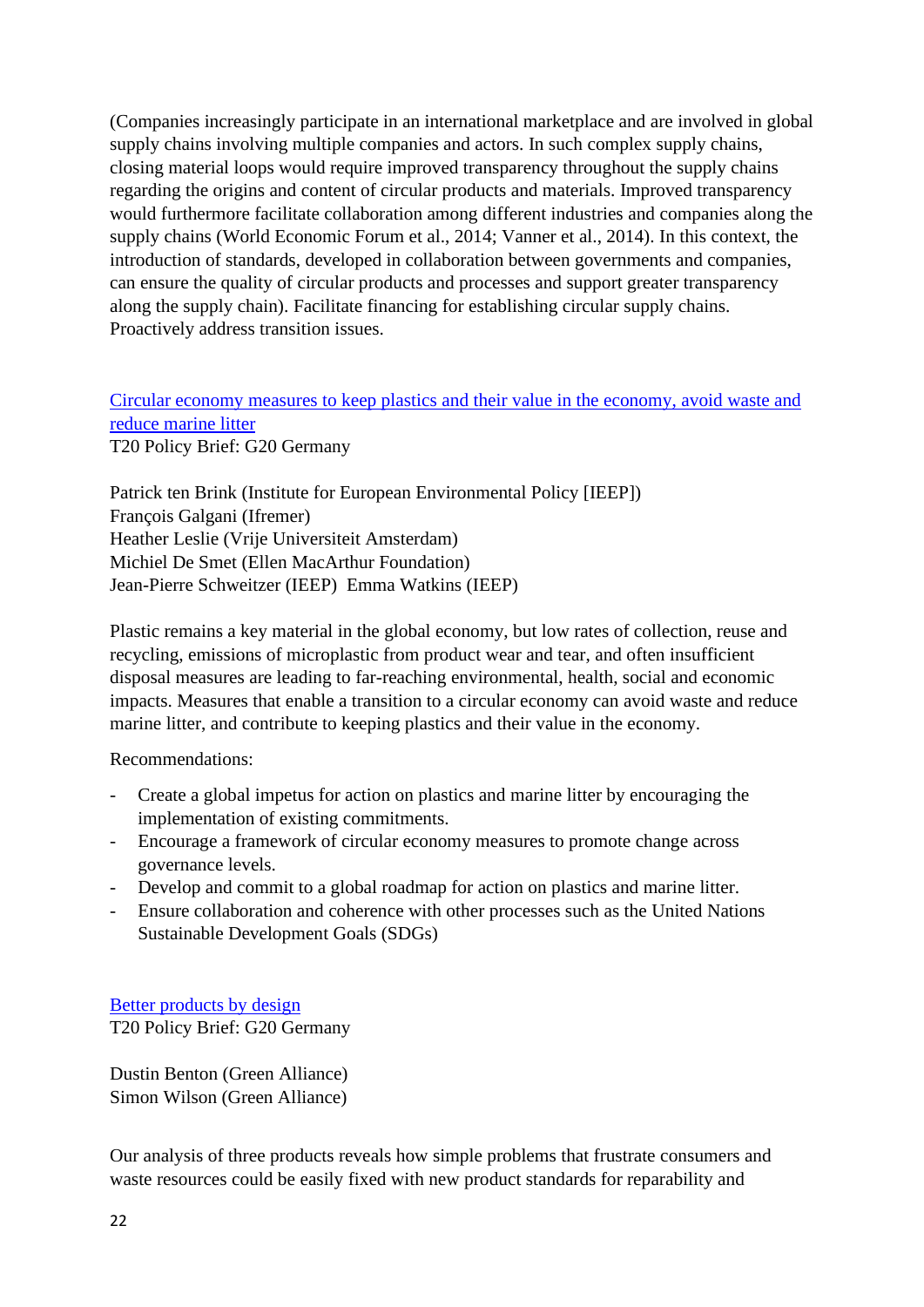(Companies increasingly participate in an international marketplace and are involved in global supply chains involving multiple companies and actors. In such complex supply chains, closing material loops would require improved transparency throughout the supply chains regarding the origins and content of circular products and materials. Improved transparency would furthermore facilitate collaboration among different industries and companies along the supply chains (World Economic Forum et al., 2014; Vanner et al., 2014). In this context, the introduction of standards, developed in collaboration between governments and companies, can ensure the quality of circular products and processes and support greater transparency along the supply chain). Facilitate financing for establishing circular supply chains. Proactively address transition issues.

Circular economy measures to keep plastics and their value in the economy, avoid waste and reduce marine litter
T20 Policy Brief: G20 Germany

Patrick ten Brink (Institute for European Environmental Policy [IEEP])
François Galgani (Ifremer)
Heather Leslie (Vrije Universiteit Amsterdam)
Michiel De Smet (Ellen MacArthur Foundation)
Jean-Pierre Schweitzer (IEEP) Emma Watkins (IEEP)

Plastic remains a key material in the global economy, but low rates of collection, reuse and recycling, emissions of microplastic from product wear and tear, and often insufficient disposal measures are leading to far-reaching environmental, health, social and economic impacts. Measures that enable a transition to a circular economy can avoid waste and reduce marine litter, and contribute to keeping plastics and their value in the economy.

Recommendations:

- Create a global impetus for action on plastics and marine litter by encouraging the implementation of existing commitments.
- Encourage a framework of circular economy measures to promote change across governance levels.
- Develop and commit to a global roadmap for action on plastics and marine litter.
- Ensure collaboration and coherence with other processes such as the United Nations Sustainable Development Goals (SDGs)

Better products by design
T20 Policy Brief: G20 Germany

Dustin Benton (Green Alliance)
Simon Wilson (Green Alliance)

Our analysis of three products reveals how simple problems that frustrate consumers and waste resources could be easily fixed with new product standards for reparability and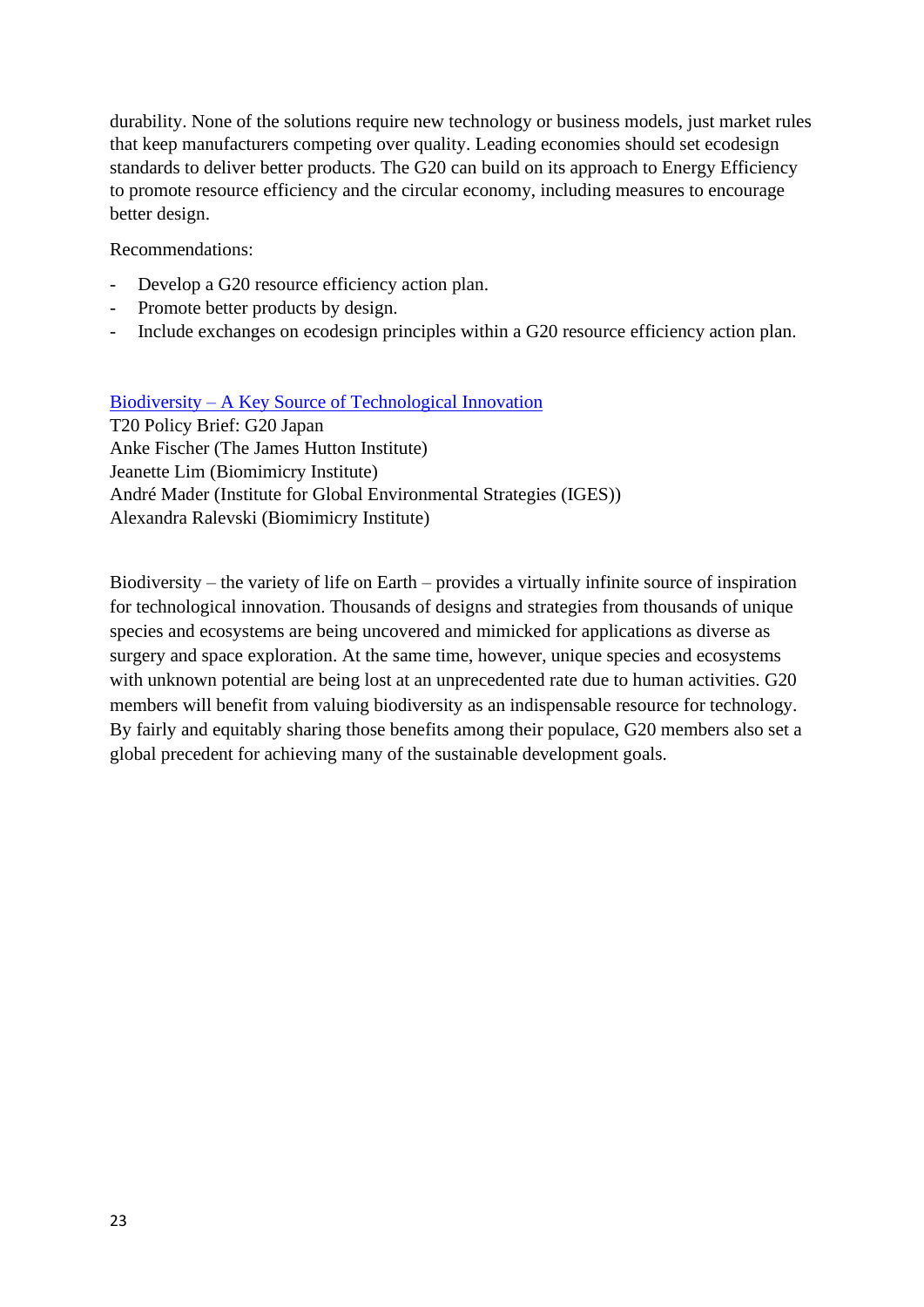durability. None of the solutions require new technology or business models, just market rules that keep manufacturers competing over quality. Leading economies should set ecodesign standards to deliver better products. The G20 can build on its approach to Energy Efficiency to promote resource efficiency and the circular economy, including measures to encourage better design.

Recommendations:

- Develop a G20 resource efficiency action plan.
- Promote better products by design.
- Include exchanges on ecodesign principles within a G20 resource efficiency action plan.

[Biodiversity – A Key Source of Technological Innovation]
T20 Policy Brief: G20 Japan
Anke Fischer (The James Hutton Institute)
Jeanette Lim (Biomimicry Institute)
André Mader (Institute for Global Environmental Strategies (IGES))
Alexandra Ralevski (Biomimicry Institute)

Biodiversity – the variety of life on Earth – provides a virtually infinite source of inspiration for technological innovation. Thousands of designs and strategies from thousands of unique species and ecosystems are being uncovered and mimicked for applications as diverse as surgery and space exploration. At the same time, however, unique species and ecosystems with unknown potential are being lost at an unprecedented rate due to human activities. G20 members will benefit from valuing biodiversity as an indispensable resource for technology. By fairly and equitably sharing those benefits among their populace, G20 members also set a global precedent for achieving many of the sustainable development goals.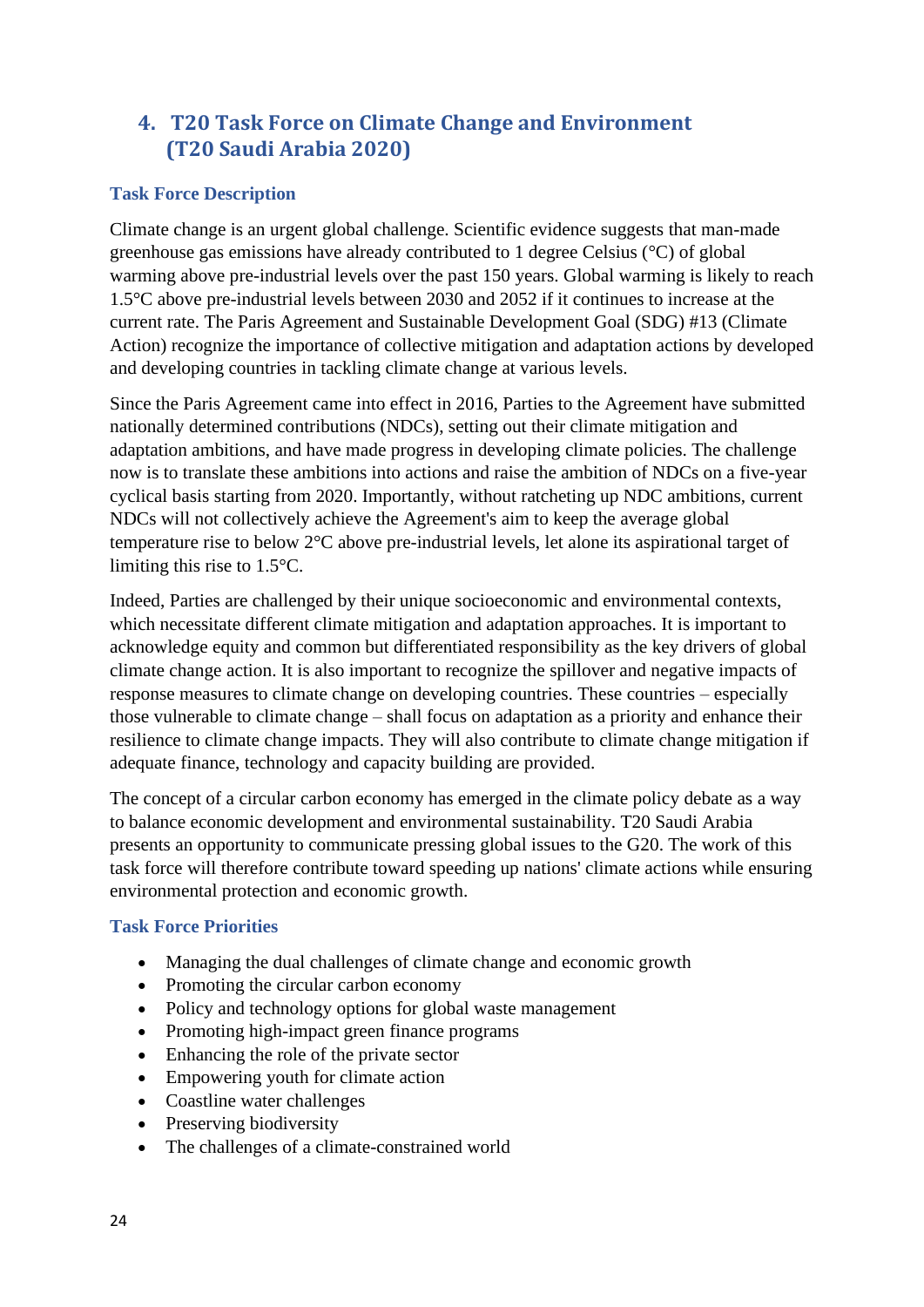## 4. T20 Task Force on Climate Change and Environment (T20 Saudi Arabia 2020)

### Task Force Description

Climate change is an urgent global challenge. Scientific evidence suggests that man-made greenhouse gas emissions have already contributed to 1 degree Celsius (°C) of global warming above pre-industrial levels over the past 150 years. Global warming is likely to reach 1.5°C above pre-industrial levels between 2030 and 2052 if it continues to increase at the current rate. The Paris Agreement and Sustainable Development Goal (SDG) #13 (Climate Action) recognize the importance of collective mitigation and adaptation actions by developed and developing countries in tackling climate change at various levels.

Since the Paris Agreement came into effect in 2016, Parties to the Agreement have submitted nationally determined contributions (NDCs), setting out their climate mitigation and adaptation ambitions, and have made progress in developing climate policies. The challenge now is to translate these ambitions into actions and raise the ambition of NDCs on a five-year cyclical basis starting from 2020. Importantly, without ratcheting up NDC ambitions, current NDCs will not collectively achieve the Agreement's aim to keep the average global temperature rise to below 2°C above pre-industrial levels, let alone its aspirational target of limiting this rise to 1.5°C.

Indeed, Parties are challenged by their unique socioeconomic and environmental contexts, which necessitate different climate mitigation and adaptation approaches. It is important to acknowledge equity and common but differentiated responsibility as the key drivers of global climate change action. It is also important to recognize the spillover and negative impacts of response measures to climate change on developing countries. These countries – especially those vulnerable to climate change – shall focus on adaptation as a priority and enhance their resilience to climate change impacts. They will also contribute to climate change mitigation if adequate finance, technology and capacity building are provided.

The concept of a circular carbon economy has emerged in the climate policy debate as a way to balance economic development and environmental sustainability. T20 Saudi Arabia presents an opportunity to communicate pressing global issues to the G20. The work of this task force will therefore contribute toward speeding up nations' climate actions while ensuring environmental protection and economic growth.

### Task Force Priorities

- Managing the dual challenges of climate change and economic growth
- Promoting the circular carbon economy
- Policy and technology options for global waste management
- Promoting high-impact green finance programs
- Enhancing the role of the private sector
- Empowering youth for climate action
- Coastline water challenges
- Preserving biodiversity
- The challenges of a climate-constrained world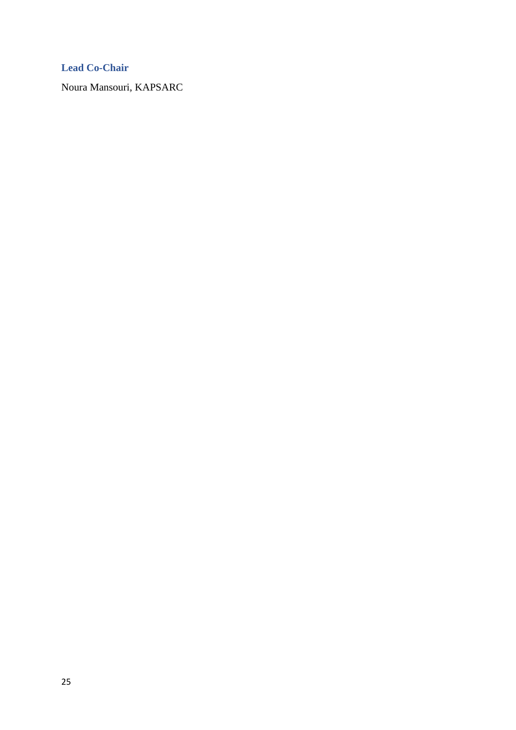### Lead Co-Chair

Noura Mansouri, KAPSARC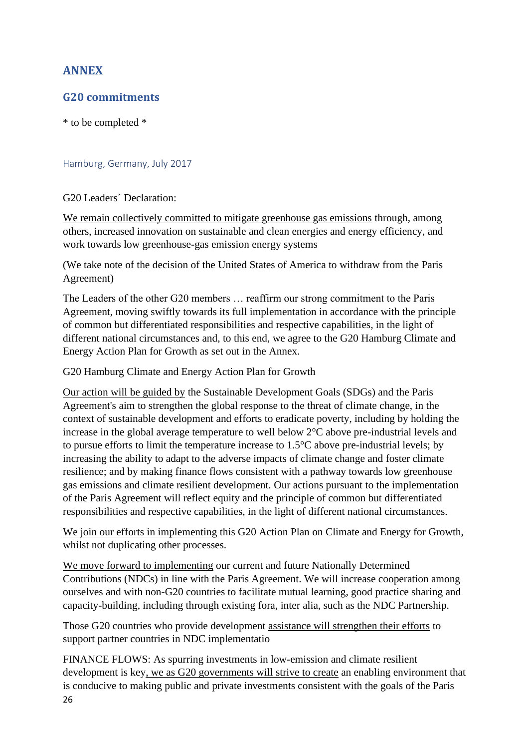# ANNEX

## G20 commitments

* to be completed *

### Hamburg, Germany, July 2017

G20 Leaders´ Declaration:

<u>We remain collectively committed to mitigate greenhouse gas emissions</u> through, among others, increased innovation on sustainable and clean energies and energy efficiency, and work towards low greenhouse-gas emission energy systems

(We take note of the decision of the United States of America to withdraw from the Paris Agreement)

The Leaders of the other G20 members … reaffirm our strong commitment to the Paris Agreement, moving swiftly towards its full implementation in accordance with the principle of common but differentiated responsibilities and respective capabilities, in the light of different national circumstances and, to this end, we agree to the G20 Hamburg Climate and Energy Action Plan for Growth as set out in the Annex.

G20 Hamburg Climate and Energy Action Plan for Growth

<u>Our action will be guided by</u> the Sustainable Development Goals (SDGs) and the Paris Agreement's aim to strengthen the global response to the threat of climate change, in the context of sustainable development and efforts to eradicate poverty, including by holding the increase in the global average temperature to well below 2°C above pre-industrial levels and to pursue efforts to limit the temperature increase to 1.5°C above pre-industrial levels; by increasing the ability to adapt to the adverse impacts of climate change and foster climate resilience; and by making finance flows consistent with a pathway towards low greenhouse gas emissions and climate resilient development. Our actions pursuant to the implementation of the Paris Agreement will reflect equity and the principle of common but differentiated responsibilities and respective capabilities, in the light of different national circumstances.

<u>We join our efforts in implementing</u> this G20 Action Plan on Climate and Energy for Growth, whilst not duplicating other processes.

<u>We move forward to implementing</u> our current and future Nationally Determined Contributions (NDCs) in line with the Paris Agreement. We will increase cooperation among ourselves and with non-G20 countries to facilitate mutual learning, good practice sharing and capacity-building, including through existing fora, inter alia, such as the NDC Partnership.

Those G20 countries who provide development <u>assistance will strengthen their efforts</u> to support partner countries in NDC implementatio

FINANCE FLOWS: As spurring investments in low-emission and climate resilient development is key<u>, we as G20 governments will strive to create</u> an enabling environment that is conducive to making public and private investments consistent with the goals of the Paris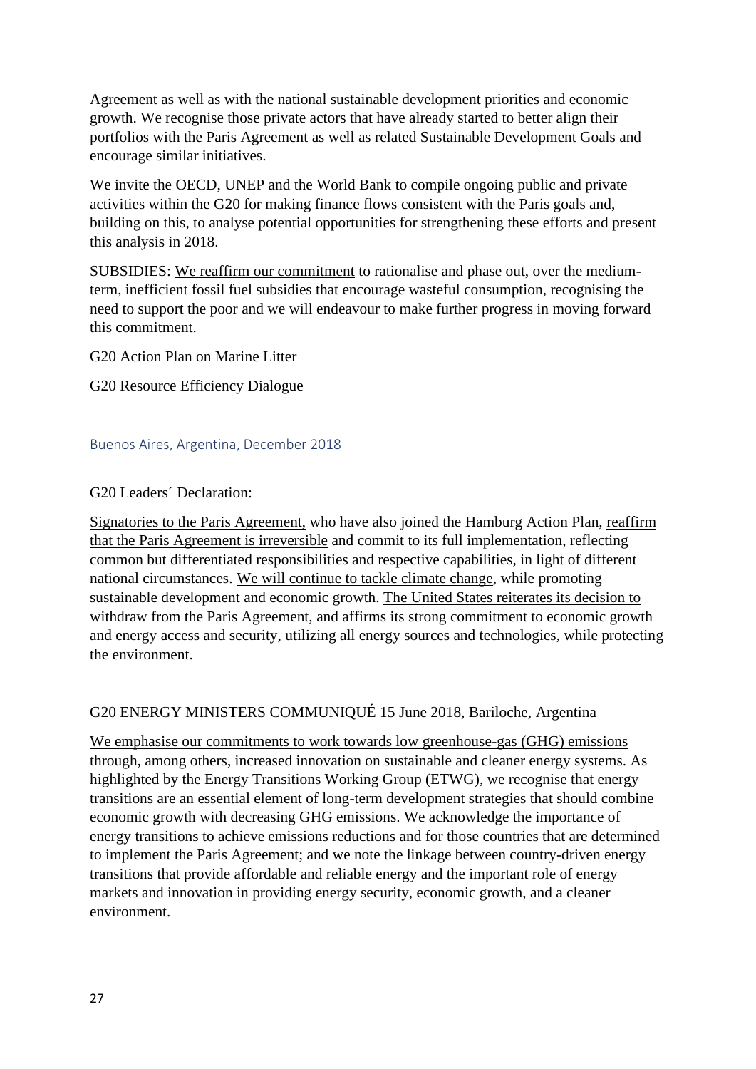Agreement as well as with the national sustainable development priorities and economic growth. We recognise those private actors that have already started to better align their portfolios with the Paris Agreement as well as related Sustainable Development Goals and encourage similar initiatives.

We invite the OECD, UNEP and the World Bank to compile ongoing public and private activities within the G20 for making finance flows consistent with the Paris goals and, building on this, to analyse potential opportunities for strengthening these efforts and present this analysis in 2018.

SUBSIDIES: We reaffirm our commitment to rationalise and phase out, over the medium-term, inefficient fossil fuel subsidies that encourage wasteful consumption, recognising the need to support the poor and we will endeavour to make further progress in moving forward this commitment.

G20 Action Plan on Marine Litter

G20 Resource Efficiency Dialogue

### Buenos Aires, Argentina, December 2018

G20 Leaders´ Declaration:

Signatories to the Paris Agreement, who have also joined the Hamburg Action Plan, reaffirm that the Paris Agreement is irreversible and commit to its full implementation, reflecting common but differentiated responsibilities and respective capabilities, in light of different national circumstances. We will continue to tackle climate change, while promoting sustainable development and economic growth. The United States reiterates its decision to withdraw from the Paris Agreement, and affirms its strong commitment to economic growth and energy access and security, utilizing all energy sources and technologies, while protecting the environment.

G20 ENERGY MINISTERS COMMUNIQUÉ 15 June 2018, Bariloche, Argentina

We emphasise our commitments to work towards low greenhouse-gas (GHG) emissions through, among others, increased innovation on sustainable and cleaner energy systems. As highlighted by the Energy Transitions Working Group (ETWG), we recognise that energy transitions are an essential element of long-term development strategies that should combine economic growth with decreasing GHG emissions. We acknowledge the importance of energy transitions to achieve emissions reductions and for those countries that are determined to implement the Paris Agreement; and we note the linkage between country-driven energy transitions that provide affordable and reliable energy and the important role of energy markets and innovation in providing energy security, economic growth, and a cleaner environment.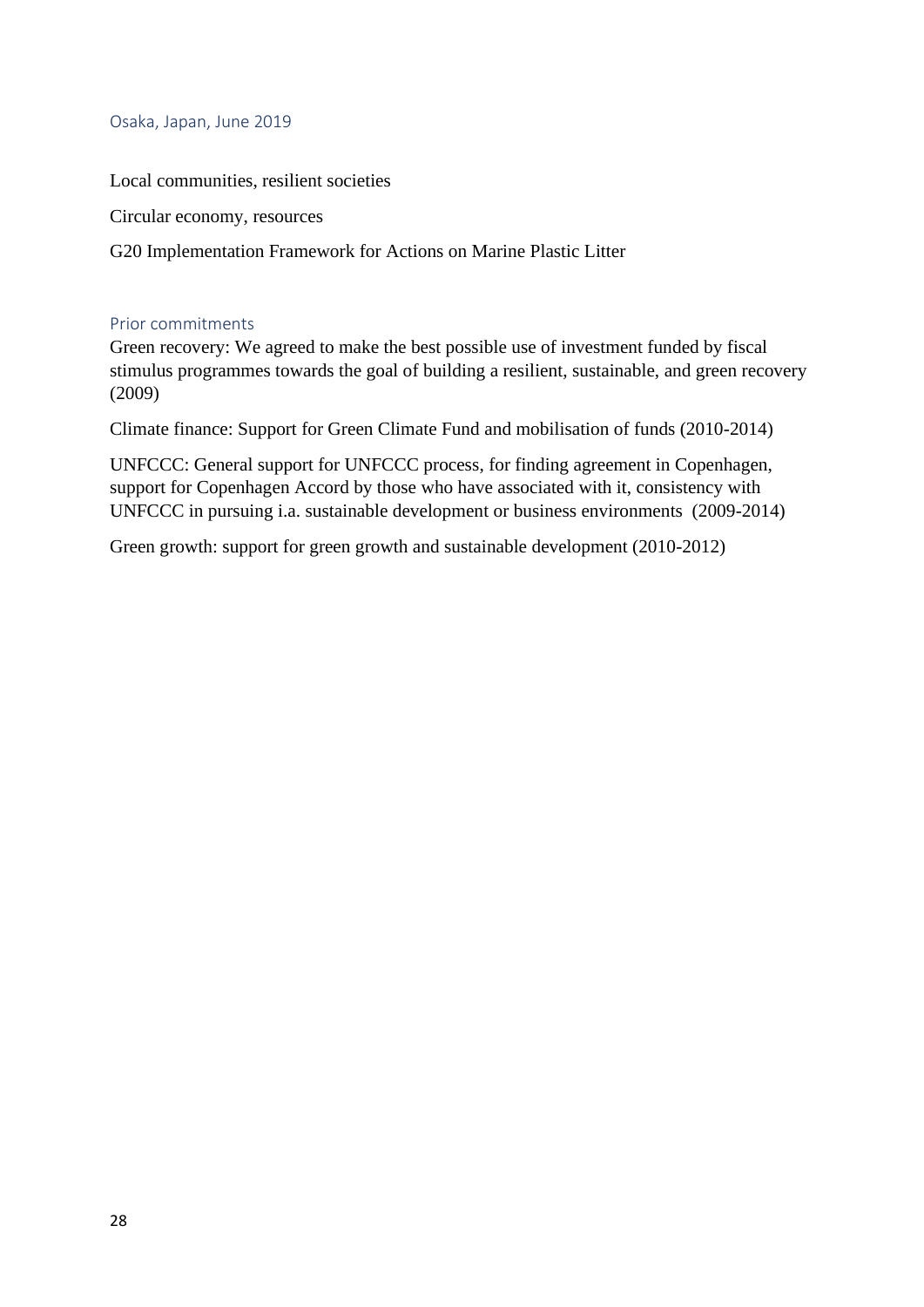### Osaka, Japan, June 2019

Local communities, resilient societies

Circular economy, resources

G20 Implementation Framework for Actions on Marine Plastic Litter

#### Prior commitments

Green recovery: We agreed to make the best possible use of investment funded by fiscal stimulus programmes towards the goal of building a resilient, sustainable, and green recovery (2009)

Climate finance: Support for Green Climate Fund and mobilisation of funds (2010-2014)

UNFCCC: General support for UNFCCC process, for finding agreement in Copenhagen, support for Copenhagen Accord by those who have associated with it, consistency with UNFCCC in pursuing i.a. sustainable development or business environments (2009-2014)

Green growth: support for green growth and sustainable development (2010-2012)